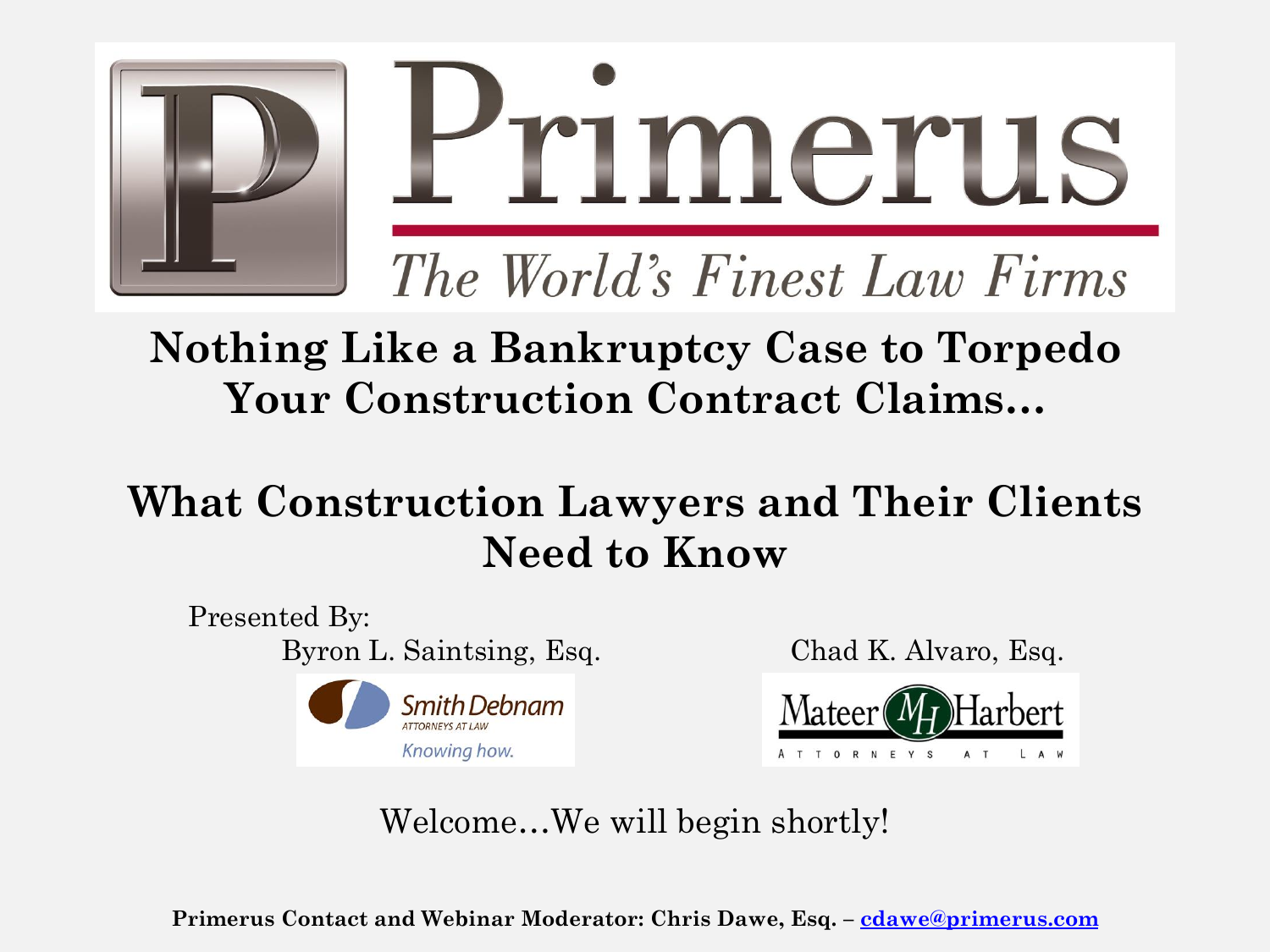# Primerus

*The World's Finest Law Firms*

## Nothing Like a Bankruptcy Case to Torpedo Your Construction Contract Claims…

## What Construction Lawyers and Their Clients Need to Know

Presented By:

Byron L. Saintsing, Esq.

Smith Debnam Attorneys at Law — *Knowing how.*

Chad K. Alvaro, Esq.

Mateer Harbert Attorneys at Law

Welcome…We will begin shortly!

**Primerus Contact and Webinar Moderator: Chris Dawe, Esq. – cdawe@primerus.com**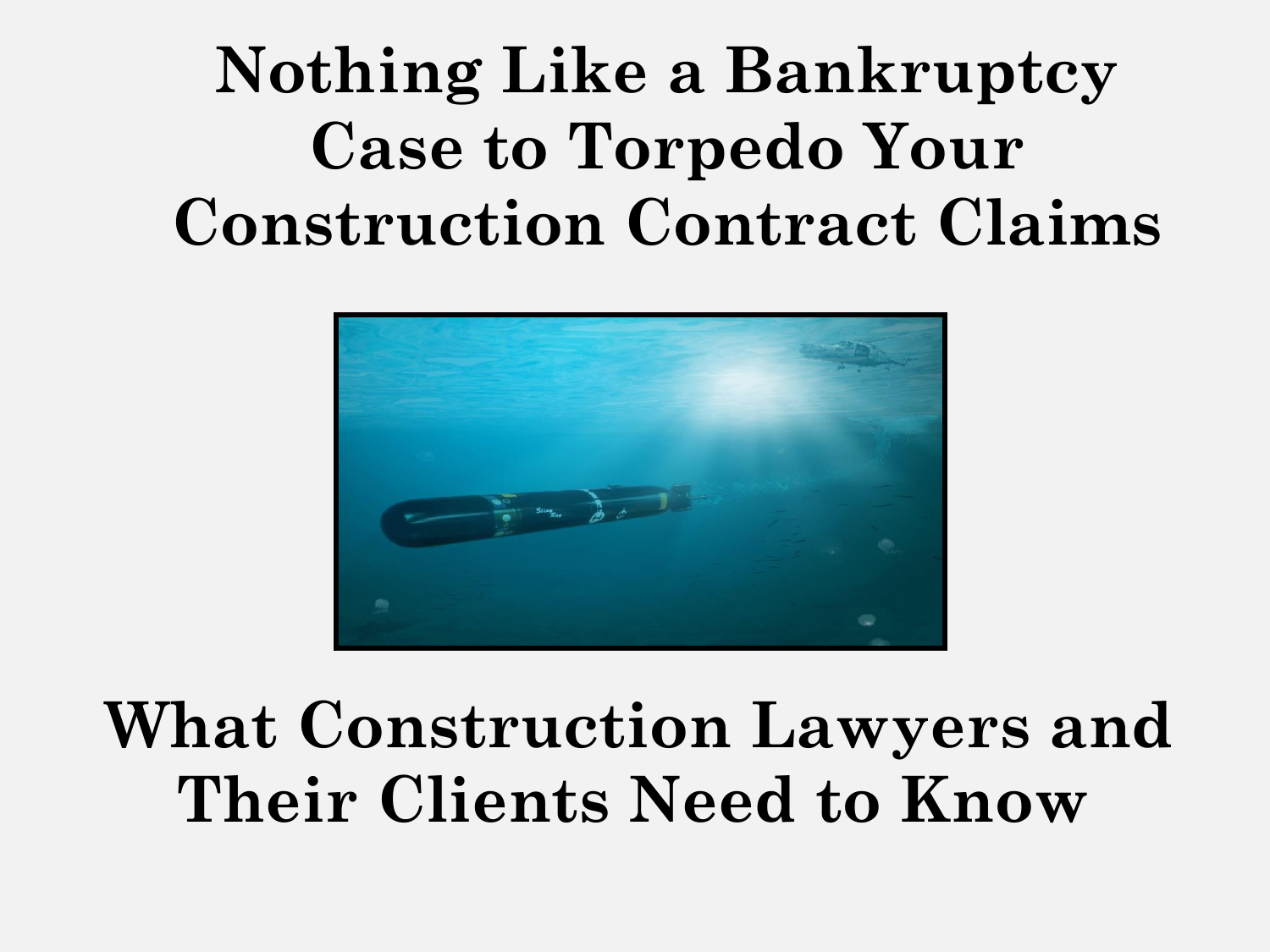# Nothing Like a Bankruptcy Case to Torpedo Your Construction Contract Claims

## What Construction Lawyers and Their Clients Need to Know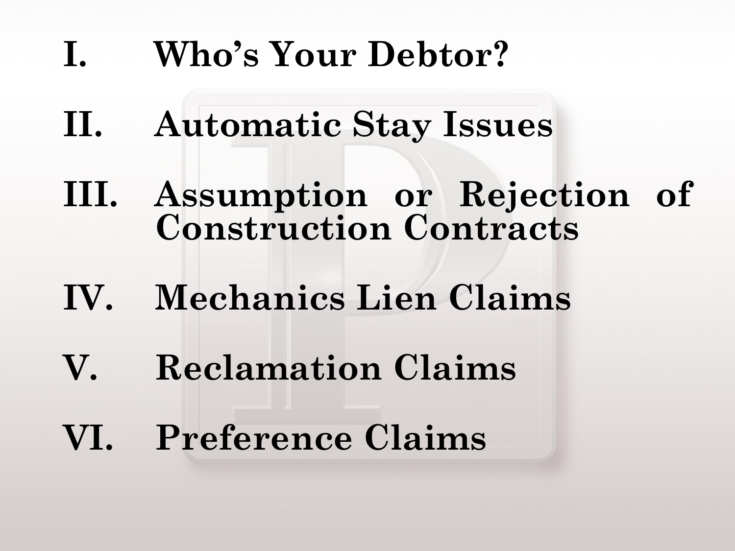I. Who's Your Debtor?

II. Automatic Stay Issues

III. Assumption or Rejection of Construction Contracts

IV. Mechanics Lien Claims

V. Reclamation Claims

VI. Preference Claims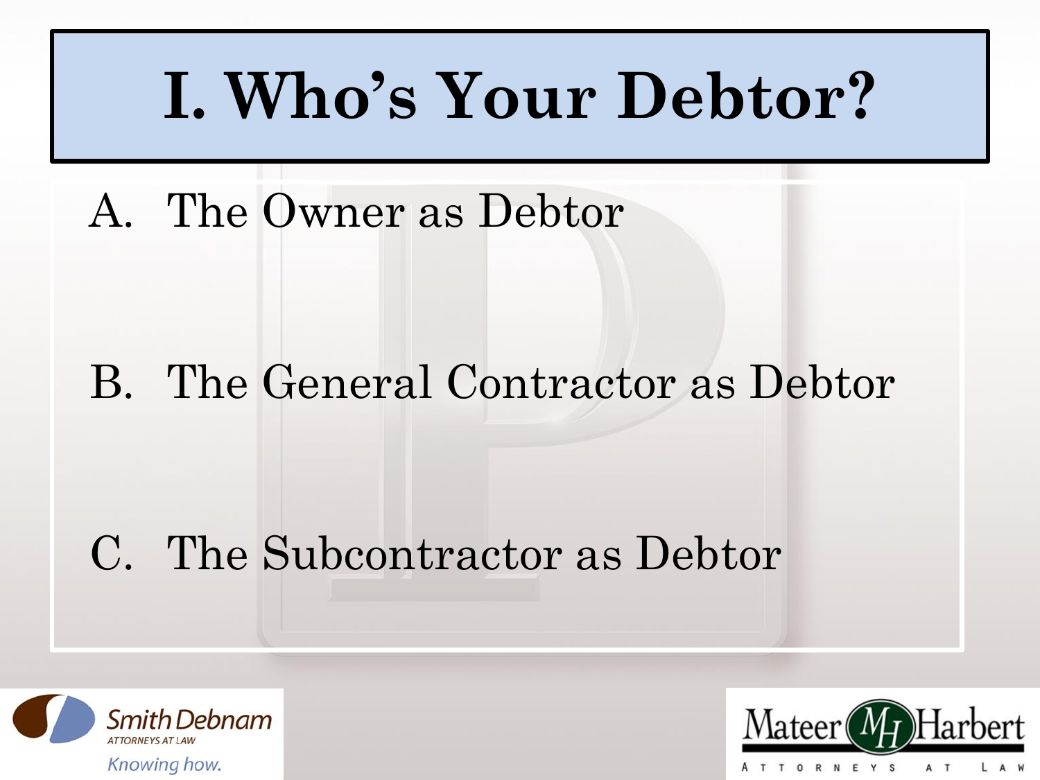# I. Who's Your Debtor?

A. The Owner as Debtor

B. The General Contractor as Debtor

C. The Subcontractor as Debtor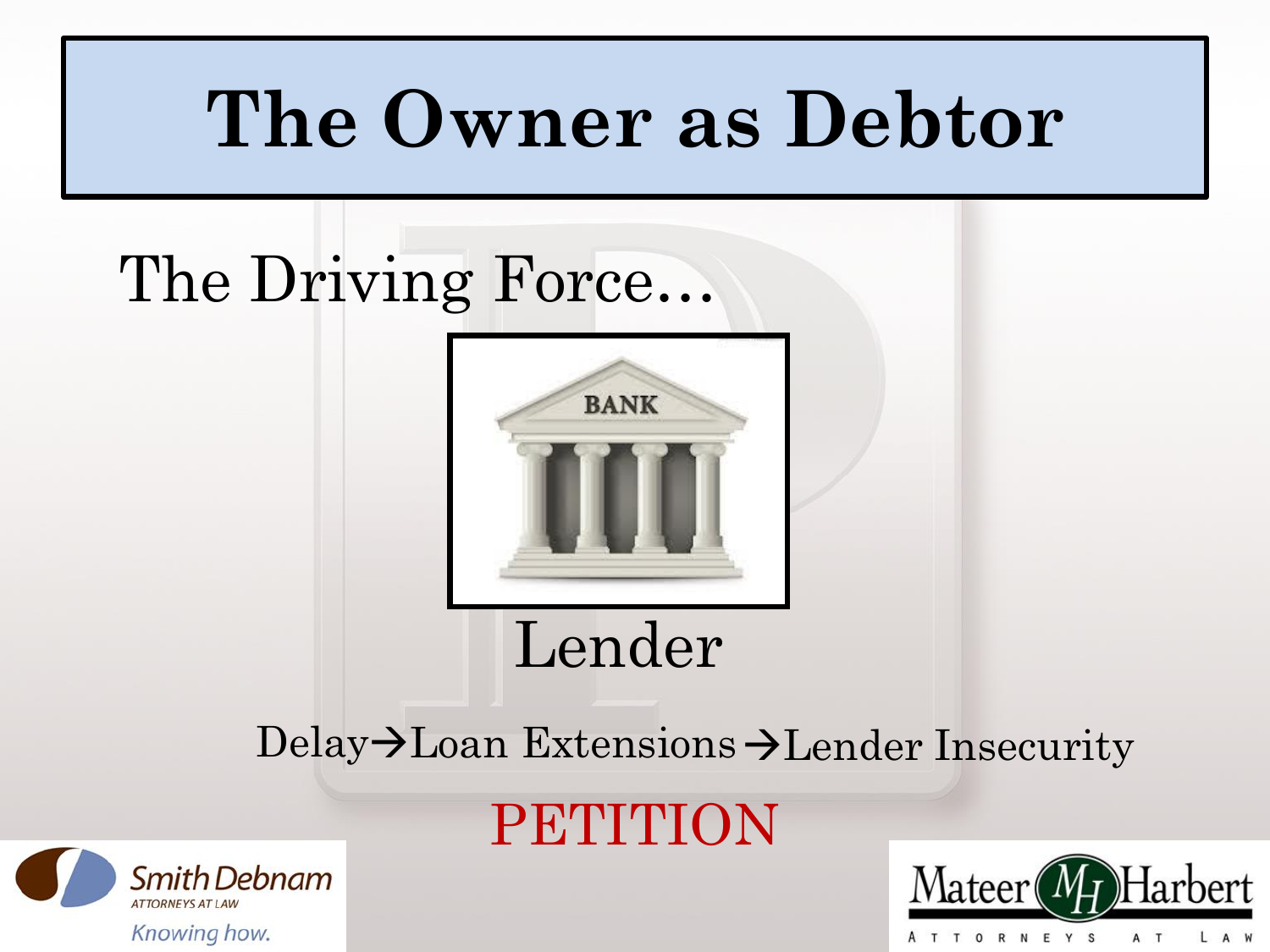# The Owner as Debtor

The Driving Force…

Lender

Delay→Loan Extensions→Lender Insecurity

PETITION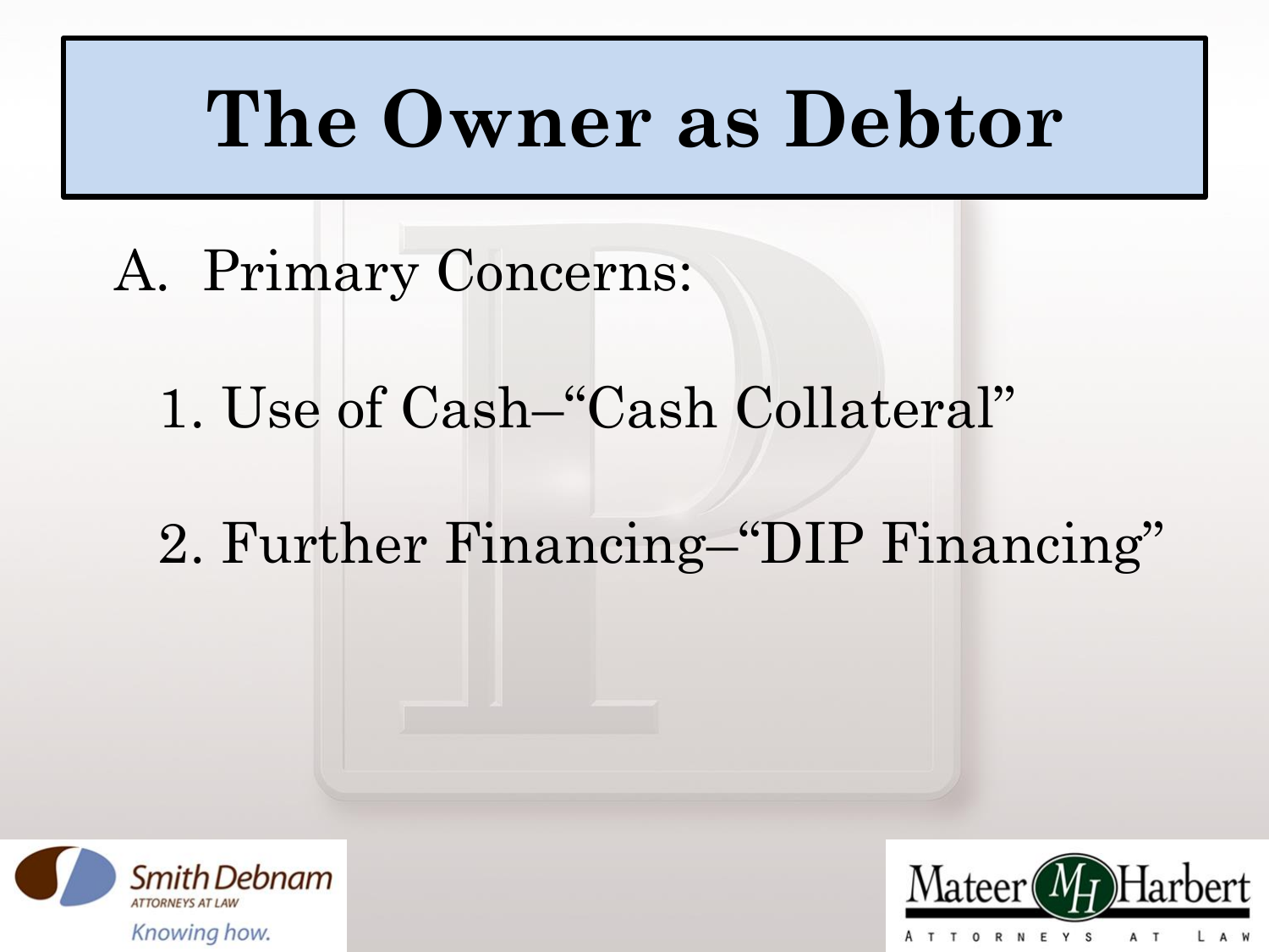# The Owner as Debtor

A. Primary Concerns:

1. Use of Cash–"Cash Collateral"
2. Further Financing–"DIP Financing"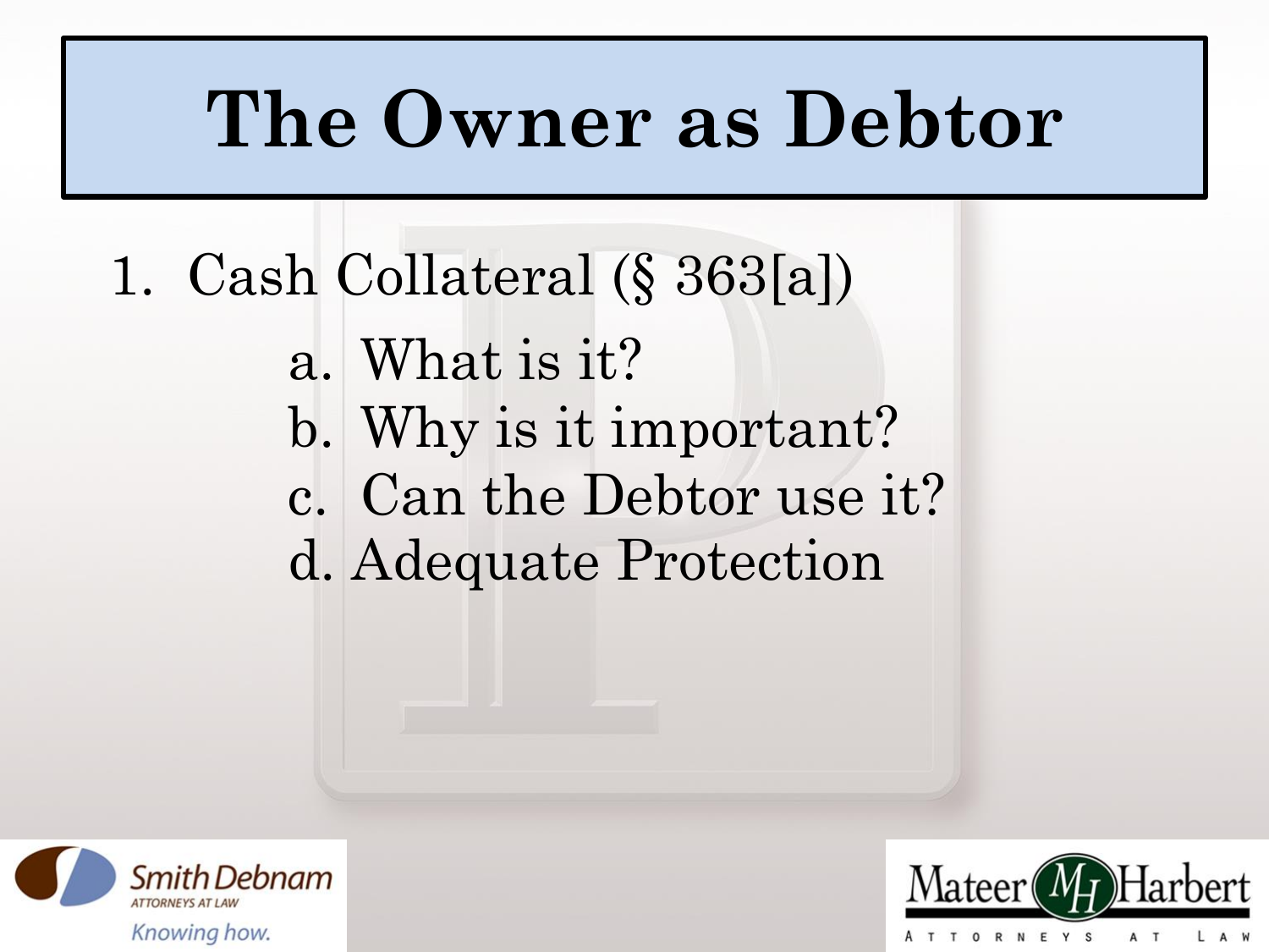# The Owner as Debtor

1. Cash Collateral (§ 363[a])
   - a. What is it?
   - b. Why is it important?
   - c. Can the Debtor use it?
   - d. Adequate Protection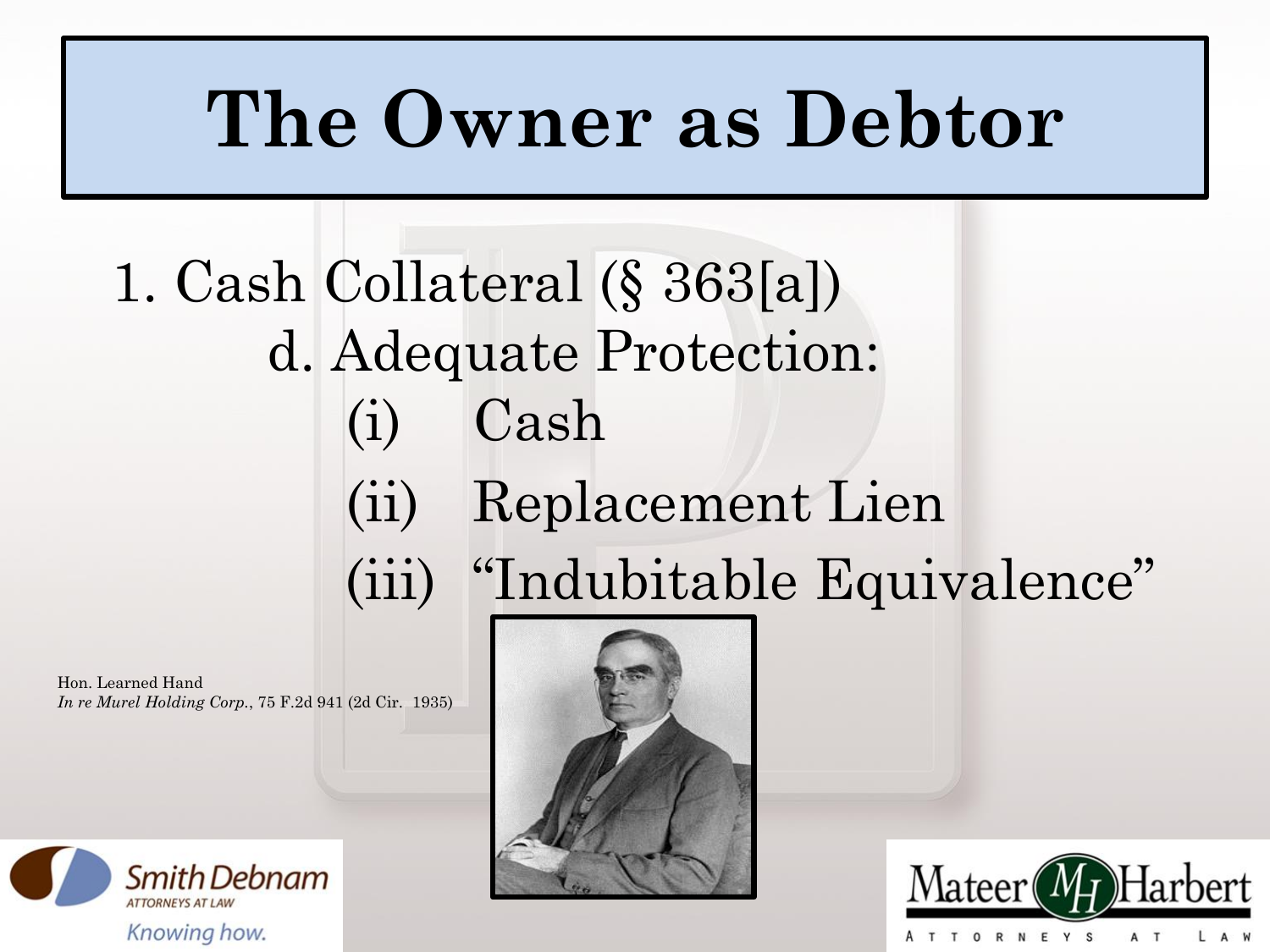# The Owner as Debtor

1. Cash Collateral (§ 363[a])
   - d. Adequate Protection:
     - (i) Cash
     - (ii) Replacement Lien
     - (iii) "Indubitable Equivalence"

Hon. Learned Hand
*In re Murel Holding Corp.*, 75 F.2d 941 (2d Cir. 1935)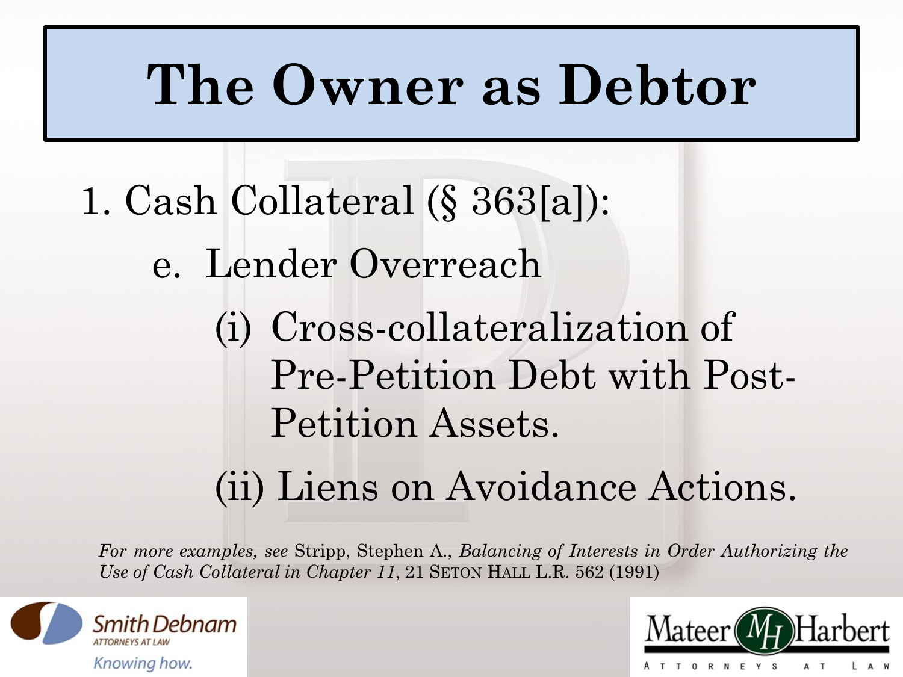# The Owner as Debtor

1. Cash Collateral (§ 363[a]):
   - e. Lender Overreach
     - (i) Cross-collateralization of Pre-Petition Debt with Post-Petition Assets.
     - (ii) Liens on Avoidance Actions.

*For more examples, see* Stripp, Stephen A., *Balancing of Interests in Order Authorizing the Use of Cash Collateral in Chapter 11*, 21 SETON HALL L.R. 562 (1991)

Smith Debnam ATTORNEYS AT LAW Knowing how.

Mateer Harbert ATTORNEYS AT LAW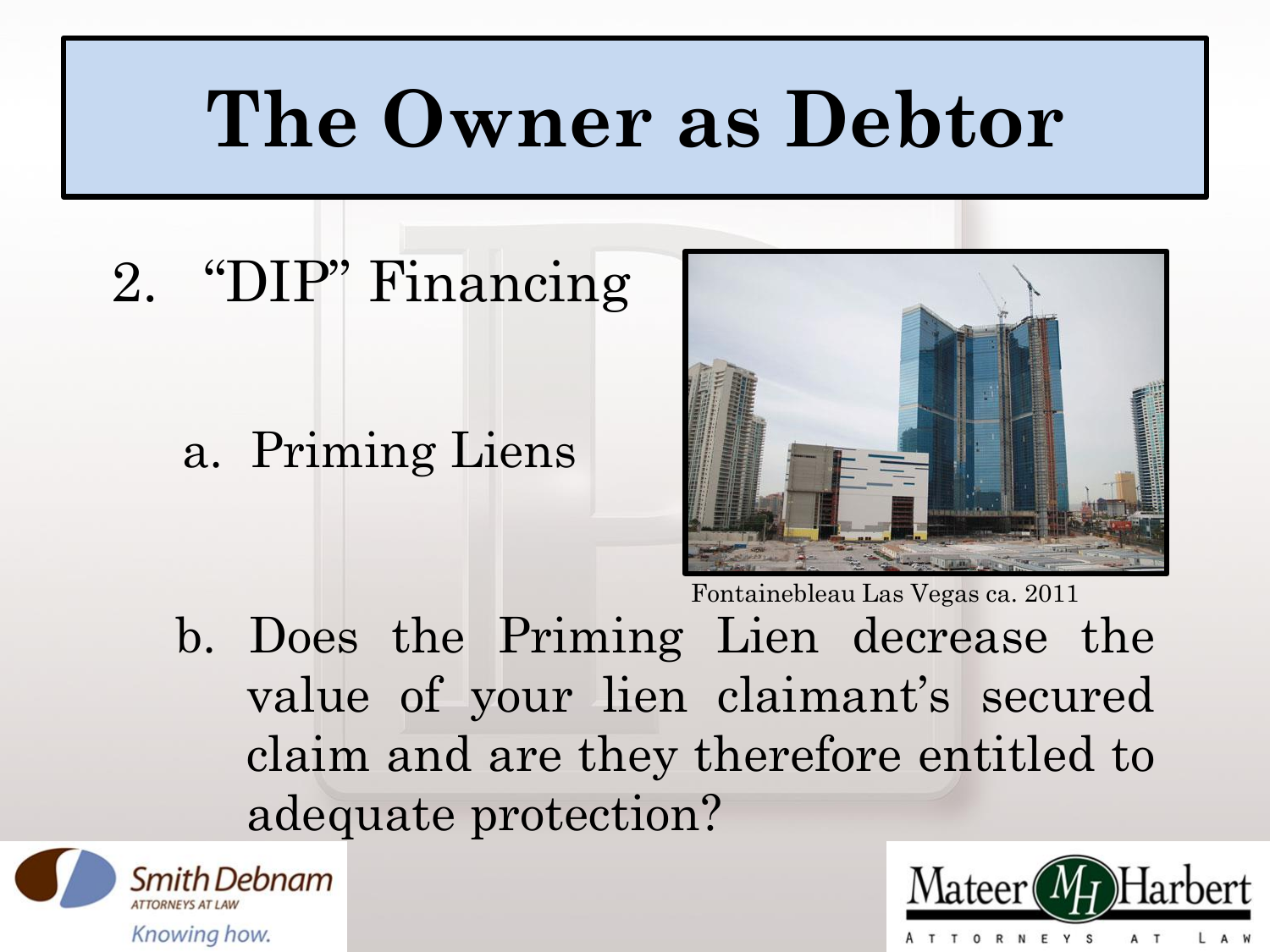# The Owner as Debtor

2. "DIP" Financing

   a. Priming Liens

Fontainebleau Las Vegas ca. 2011

   b. Does the Priming Lien decrease the value of your lien claimant's secured claim and are they therefore entitled to adequate protection?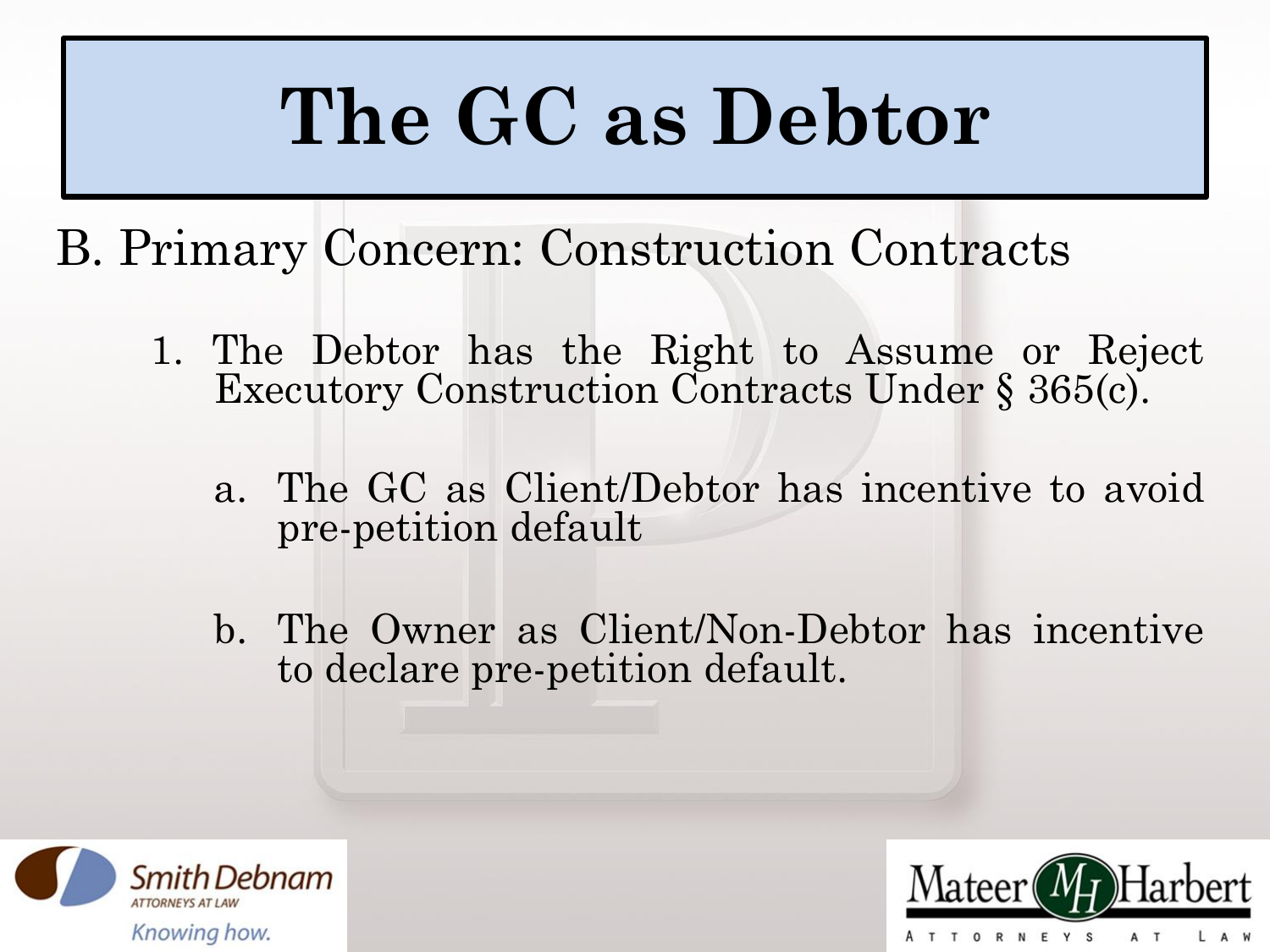# The GC as Debtor

## B. Primary Concern: Construction Contracts

1. The Debtor has the Right to Assume or Reject Executory Construction Contracts Under § 365(c).

   a. The GC as Client/Debtor has incentive to avoid pre-petition default

   b. The Owner as Client/Non-Debtor has incentive to declare pre-petition default.

Smith Debnam
ATTORNEYS AT LAW
Knowing how.

Mateer Harbert
ATTORNEYS AT LAW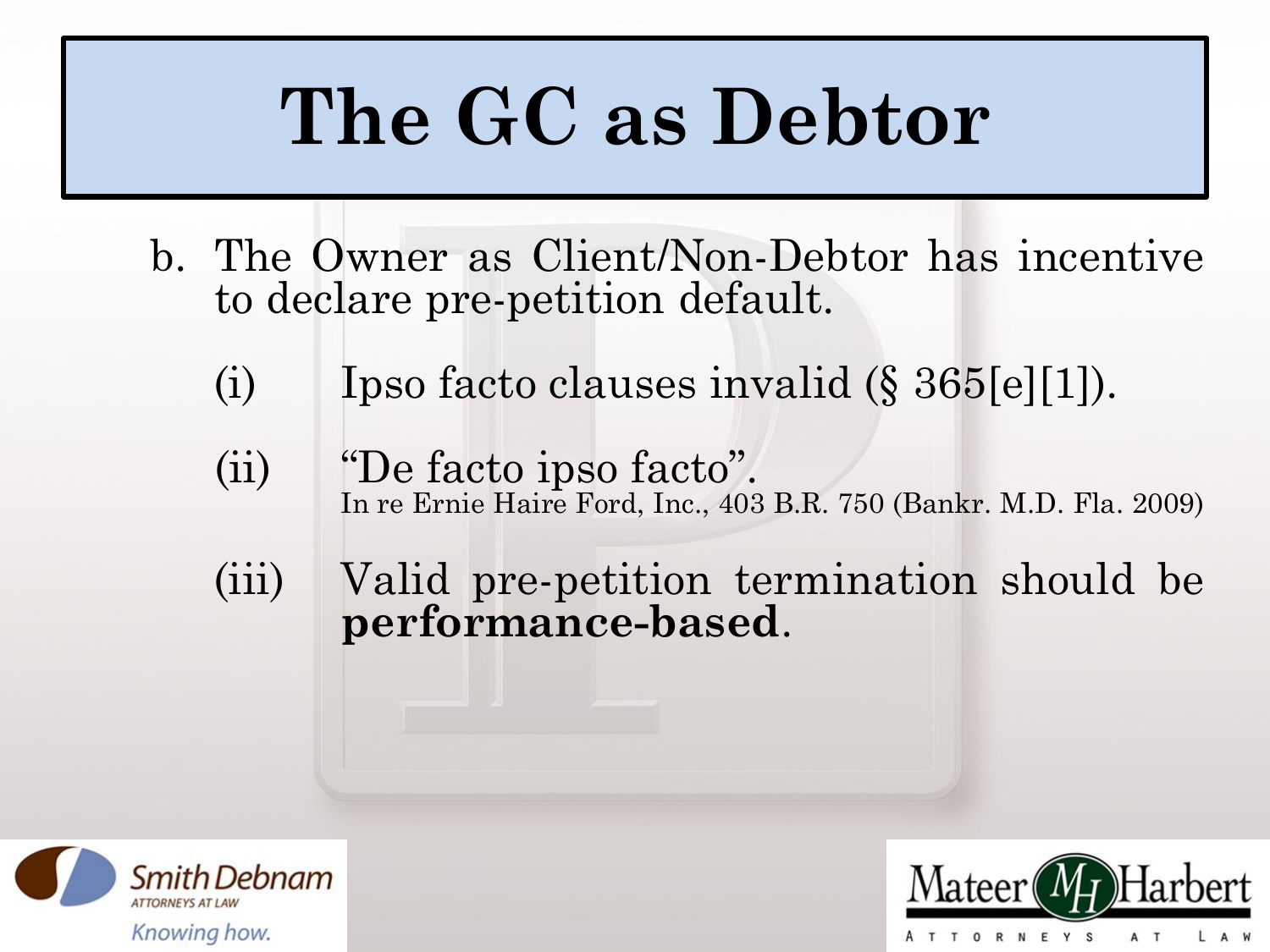# The GC as Debtor

b. The Owner as Client/Non-Debtor has incentive to declare pre-petition default.

   (i) Ipso facto clauses invalid (§ 365[e][1]).

   (ii) "De facto ipso facto".
   In re Ernie Haire Ford, Inc., 403 B.R. 750 (Bankr. M.D. Fla. 2009)

   (iii) Valid pre-petition termination should be **performance-based**.

Smith Debnam
ATTORNEYS AT LAW
Knowing how.

Mateer Harbert
ATTORNEYS AT LAW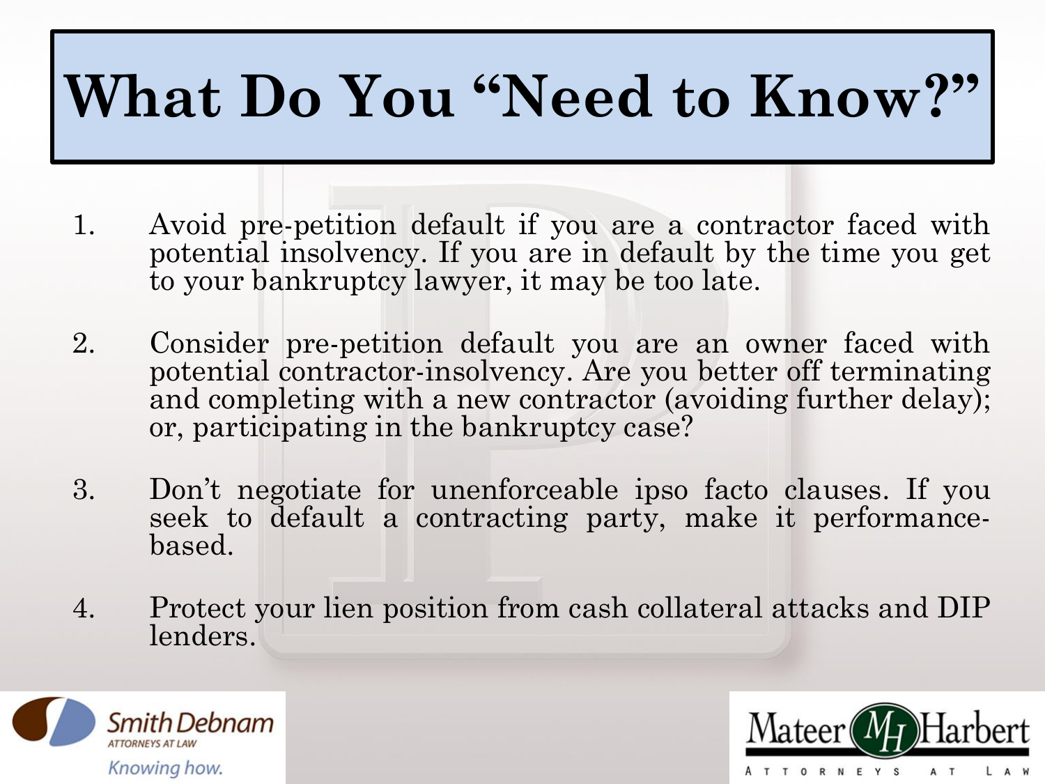# What Do You "Need to Know?"

1. Avoid pre-petition default if you are a contractor faced with potential insolvency. If you are in default by the time you get to your bankruptcy lawyer, it may be too late.

2. Consider pre-petition default you are an owner faced with potential contractor-insolvency. Are you better off terminating and completing with a new contractor (avoiding further delay); or, participating in the bankruptcy case?

3. Don't negotiate for unenforceable ipso facto clauses. If you seek to default a contracting party, make it performance-based.

4. Protect your lien position from cash collateral attacks and DIP lenders.

Smith Debnam
ATTORNEYS AT LAW
Knowing how.

Mateer Harbert
ATTORNEYS AT LAW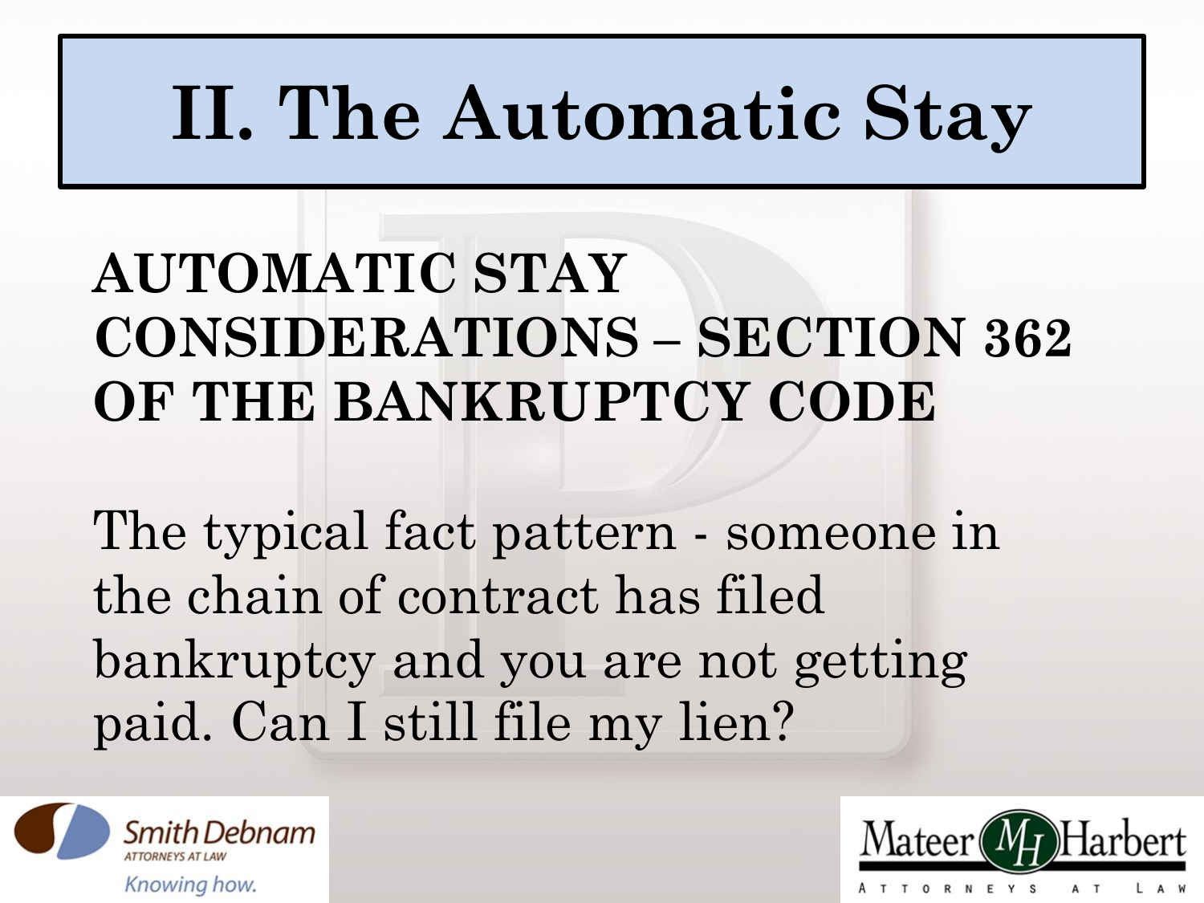# II. The Automatic Stay

## AUTOMATIC STAY CONSIDERATIONS – SECTION 362 OF THE BANKRUPTCY CODE

The typical fact pattern - someone in the chain of contract has filed bankruptcy and you are not getting paid. Can I still file my lien?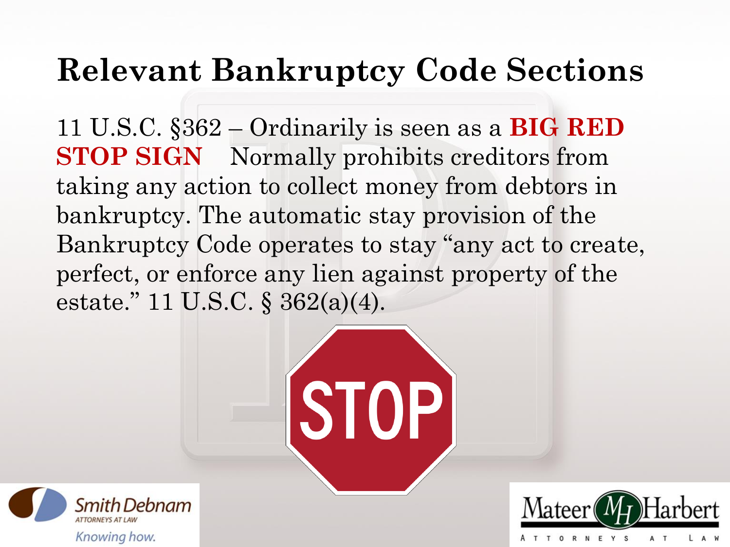# Relevant Bankruptcy Code Sections

11 U.S.C. §362 – Ordinarily is seen as a **BIG RED STOP SIGN** Normally prohibits creditors from taking any action to collect money from debtors in bankruptcy. The automatic stay provision of the Bankruptcy Code operates to stay "any act to create, perfect, or enforce any lien against property of the estate." 11 U.S.C. § 362(a)(4).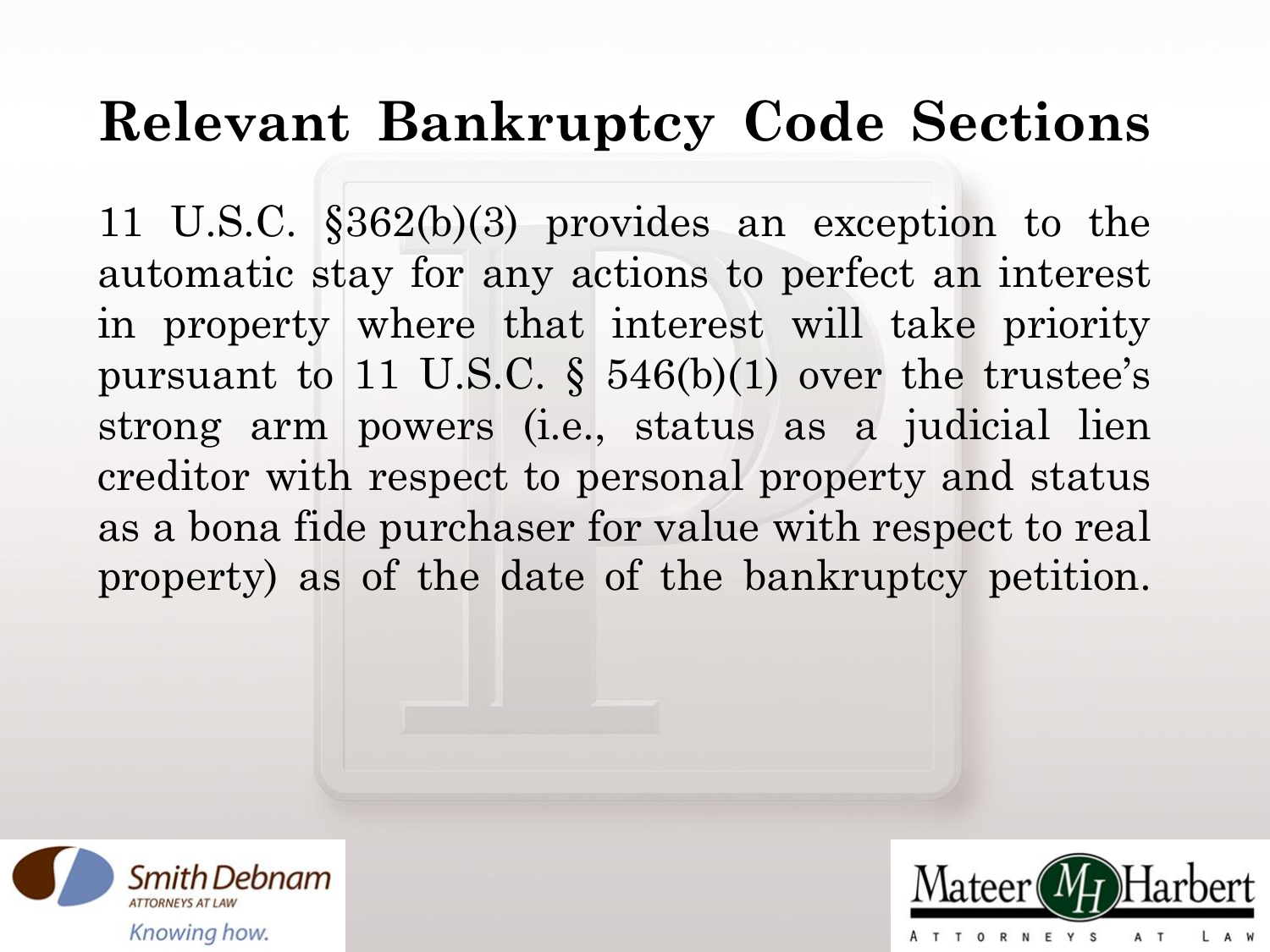# Relevant Bankruptcy Code Sections

11 U.S.C. §362(b)(3) provides an exception to the automatic stay for any actions to perfect an interest in property where that interest will take priority pursuant to 11 U.S.C. § 546(b)(1) over the trustee's strong arm powers (i.e., status as a judicial lien creditor with respect to personal property and status as a bona fide purchaser for value with respect to real property) as of the date of the bankruptcy petition.

Smith Debnam
ATTORNEYS AT LAW
Knowing how.

Mateer Harbert
ATTORNEYS AT LAW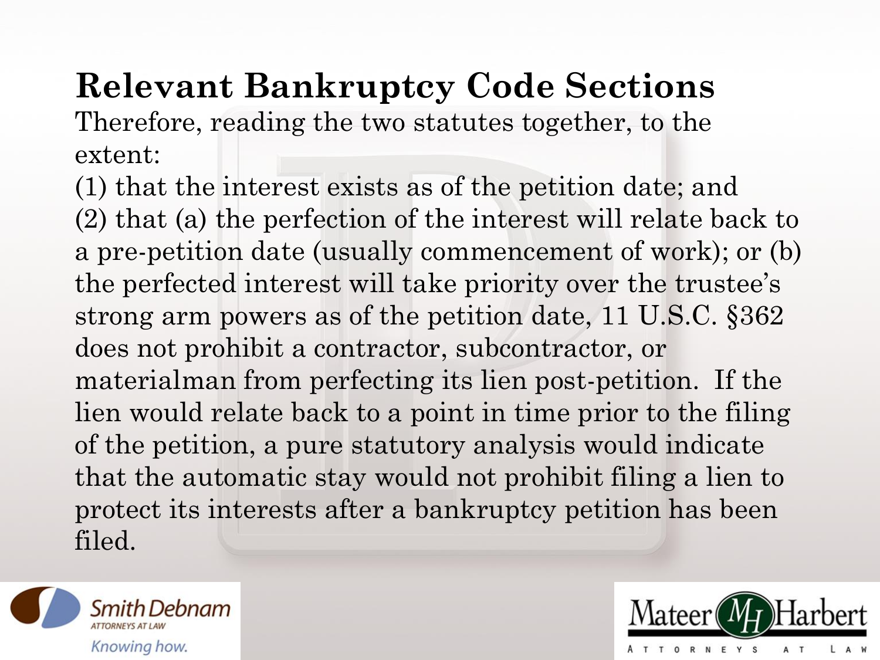# Relevant Bankruptcy Code Sections

Therefore, reading the two statutes together, to the extent:

(1) that the interest exists as of the petition date; and
(2) that (a) the perfection of the interest will relate back to a pre-petition date (usually commencement of work); or (b) the perfected interest will take priority over the trustee's strong arm powers as of the petition date, 11 U.S.C. §362 does not prohibit a contractor, subcontractor, or materialman from perfecting its lien post-petition. If the lien would relate back to a point in time prior to the filing of the petition, a pure statutory analysis would indicate that the automatic stay would not prohibit filing a lien to protect its interests after a bankruptcy petition has been filed.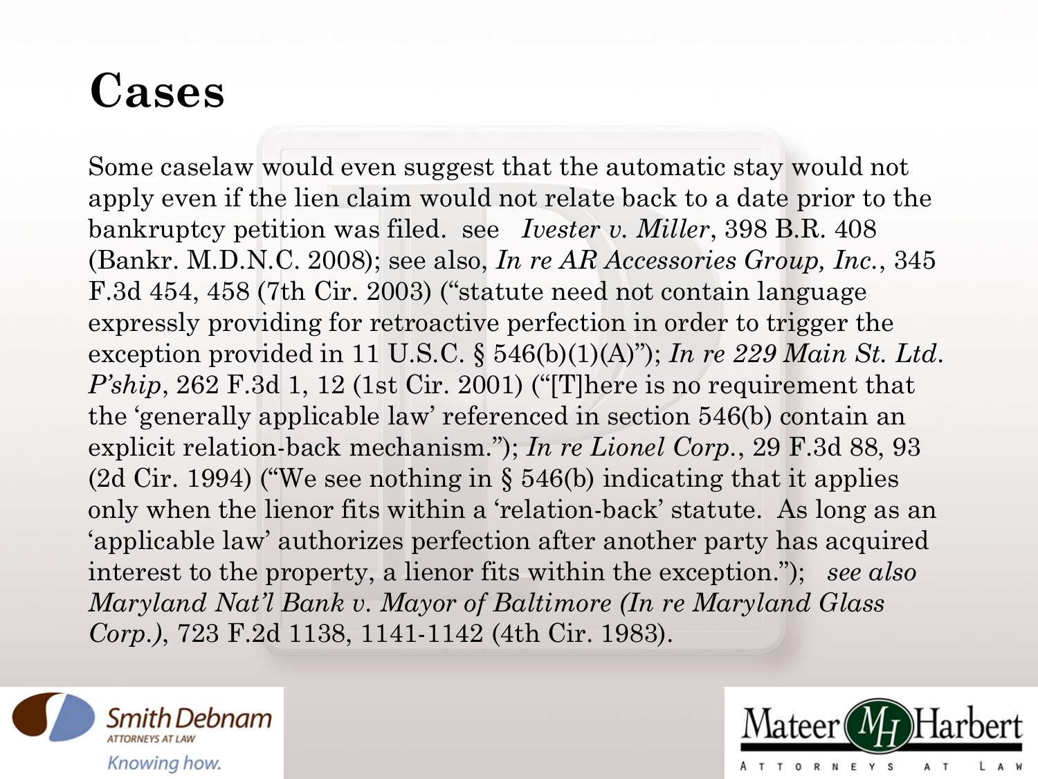# Cases

Some caselaw would even suggest that the automatic stay would not apply even if the lien claim would not relate back to a date prior to the bankruptcy petition was filed. see *Ivester v. Miller*, 398 B.R. 408 (Bankr. M.D.N.C. 2008); see also, *In re AR Accessories Group, Inc.*, 345 F.3d 454, 458 (7th Cir. 2003) ("statute need not contain language expressly providing for retroactive perfection in order to trigger the exception provided in 11 U.S.C. § 546(b)(1)(A)"); *In re 229 Main St. Ltd. P'ship*, 262 F.3d 1, 12 (1st Cir. 2001) ("[T]here is no requirement that the 'generally applicable law' referenced in section 546(b) contain an explicit relation-back mechanism."); *In re Lionel Corp.*, 29 F.3d 88, 93 (2d Cir. 1994) ("We see nothing in § 546(b) indicating that it applies only when the lienor fits within a 'relation-back' statute. As long as an 'applicable law' authorizes perfection after another party has acquired interest to the property, a lienor fits within the exception."); *see also Maryland Nat'l Bank v. Mayor of Baltimore (In re Maryland Glass Corp.)*, 723 F.2d 1138, 1141-1142 (4th Cir. 1983).

Smith Debnam
ATTORNEYS AT LAW
Knowing how.

Mateer Harbert
ATTORNEYS AT LAW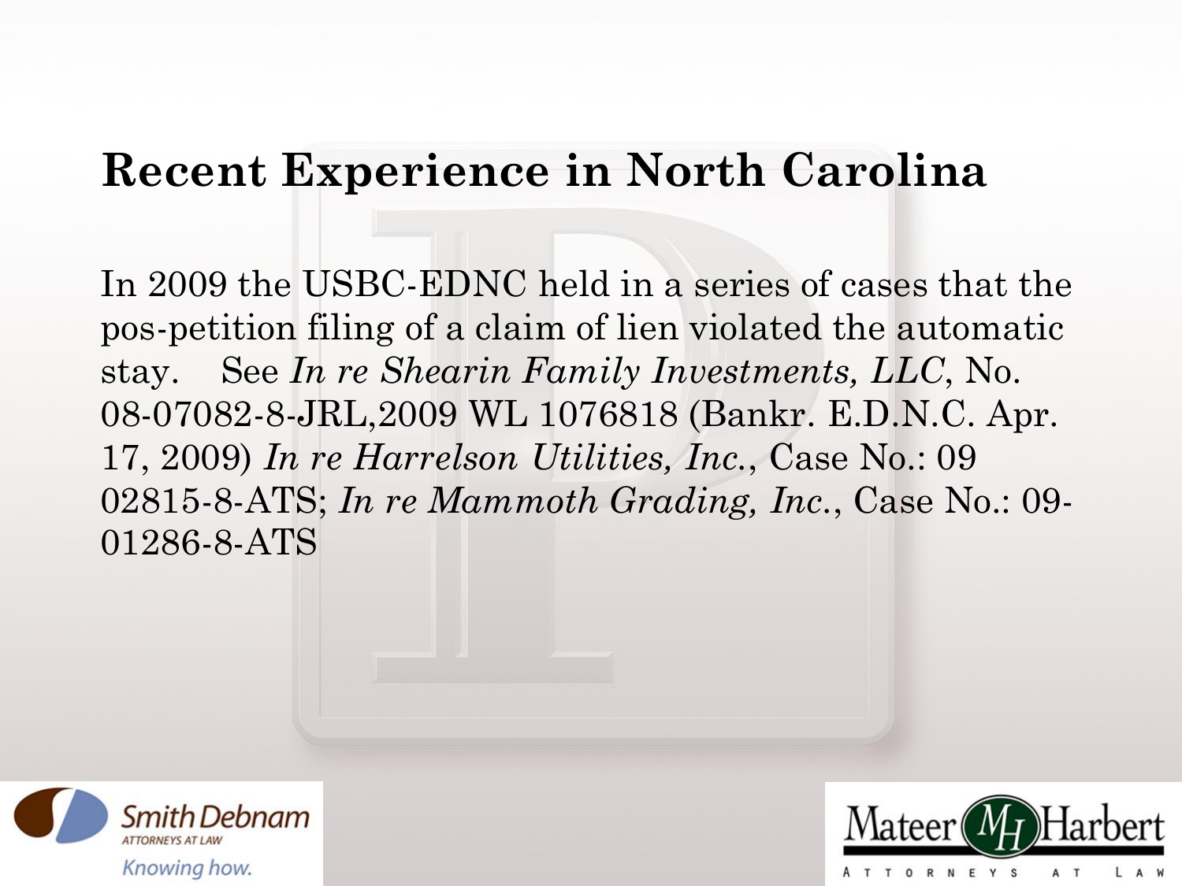# Recent Experience in North Carolina

In 2009 the USBC-EDNC held in a series of cases that the pos-petition filing of a claim of lien violated the automatic stay. See *In re Shearin Family Investments, LLC*, No. 08-07082-8-JRL,2009 WL 1076818 (Bankr. E.D.N.C. Apr. 17, 2009) *In re Harrelson Utilities, Inc.*, Case No.: 09 02815-8-ATS; *In re Mammoth Grading, Inc.*, Case No.: 09-01286-8-ATS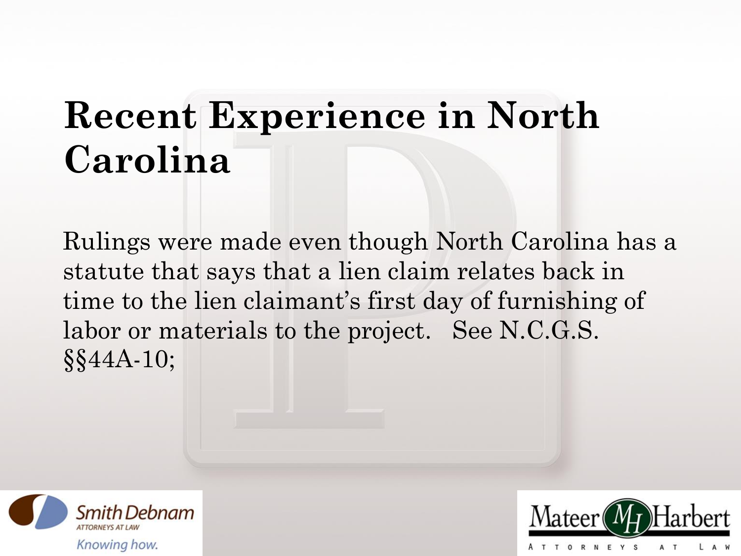# Recent Experience in North Carolina

Rulings were made even though North Carolina has a statute that says that a lien claim relates back in time to the lien claimant's first day of furnishing of labor or materials to the project. See N.C.G.S. §§44A-10;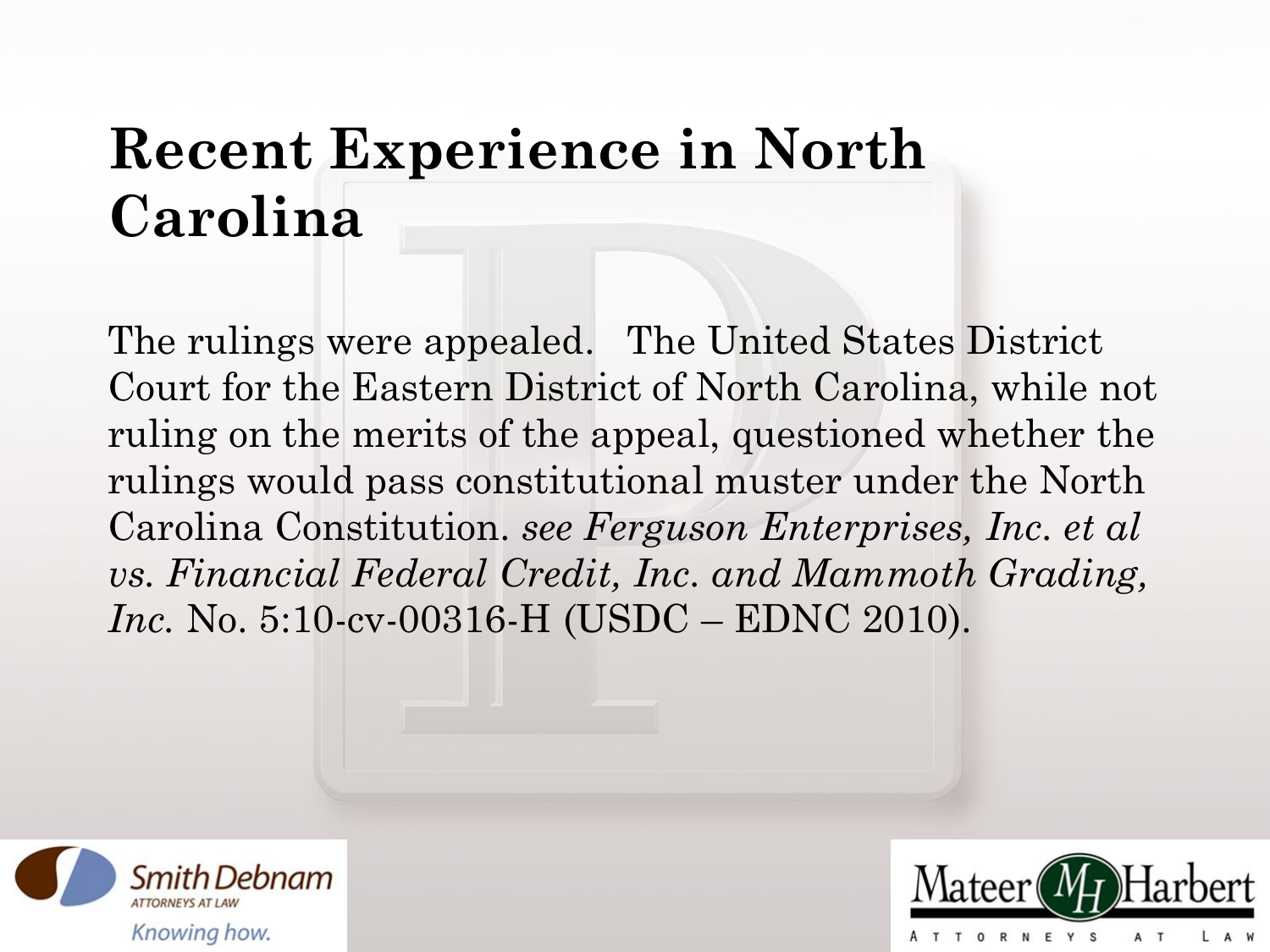# Recent Experience in North Carolina

The rulings were appealed. The United States District Court for the Eastern District of North Carolina, while not ruling on the merits of the appeal, questioned whether the rulings would pass constitutional muster under the North Carolina Constitution. *see Ferguson Enterprises, Inc. et al vs. Financial Federal Credit, Inc. and Mammoth Grading, Inc.* No. 5:10-cv-00316-H (USDC – EDNC 2010).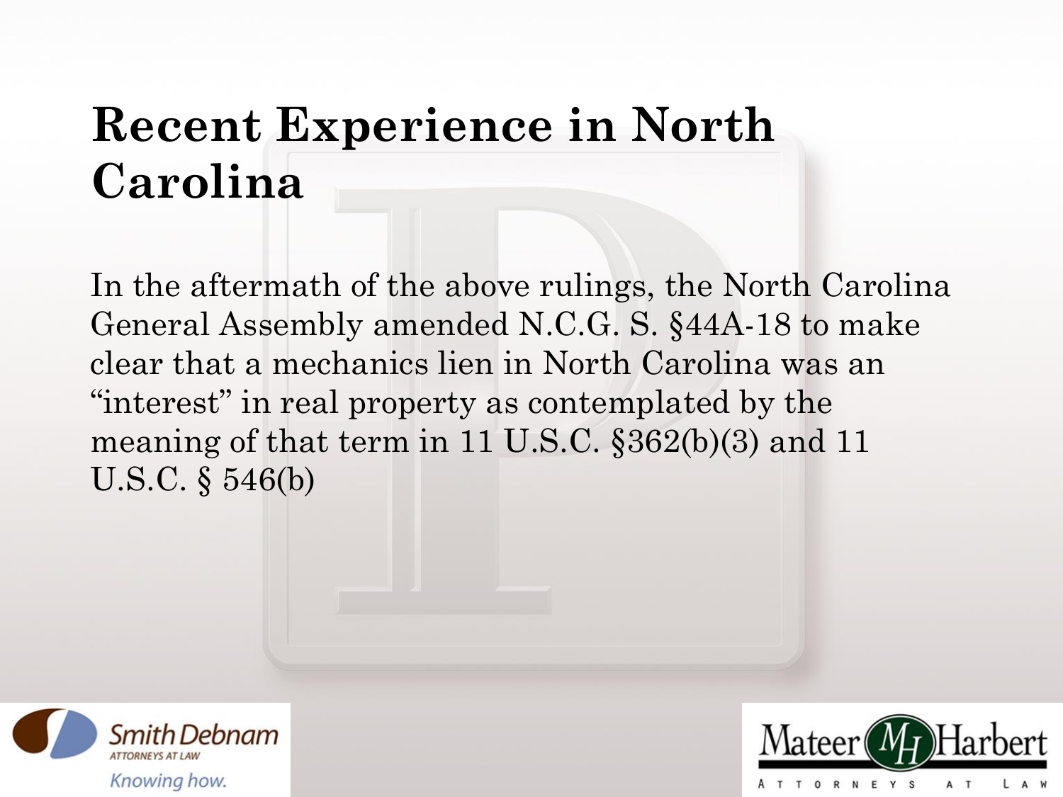# Recent Experience in North Carolina

In the aftermath of the above rulings, the North Carolina General Assembly amended N.C.G. S. §44A-18 to make clear that a mechanics lien in North Carolina was an "interest" in real property as contemplated by the meaning of that term in 11 U.S.C. §362(b)(3) and 11 U.S.C. § 546(b)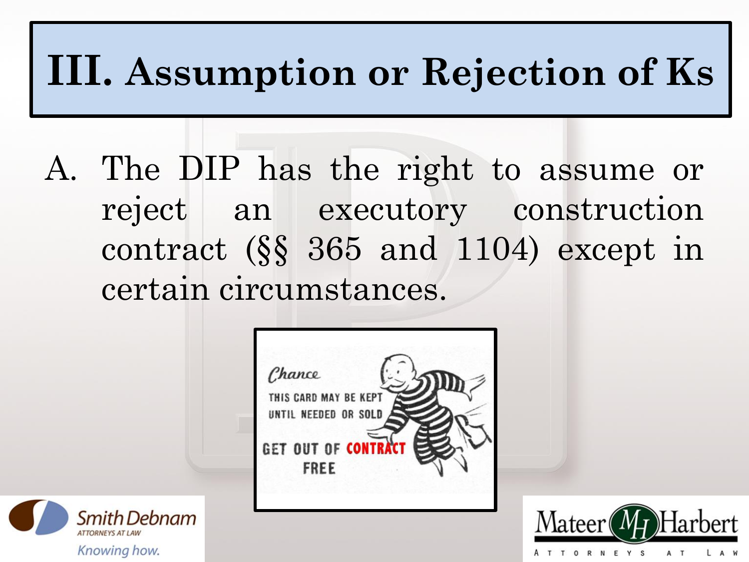# III. Assumption or Rejection of Ks

A. The DIP has the right to assume or reject an executory construction contract (§§ 365 and 1104) except in certain circumstances.

Chance

THIS CARD MAY BE KEPT UNTIL NEEDED OR SOLD

GET OUT OF CONTRACT FREE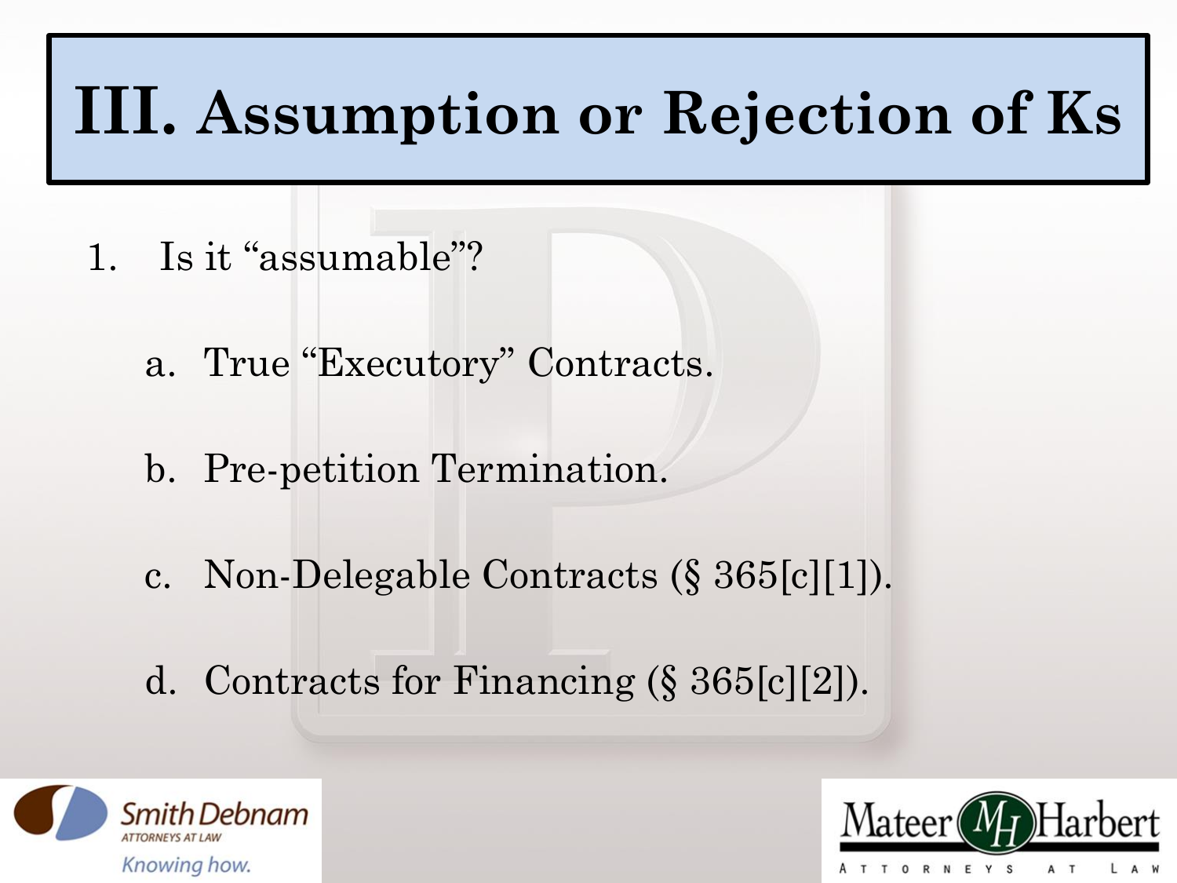# III. Assumption or Rejection of Ks

1. Is it "assumable"?

   a. True "Executory" Contracts.

   b. Pre-petition Termination.

   c. Non-Delegable Contracts (§ 365[c][1]).

   d. Contracts for Financing (§ 365[c][2]).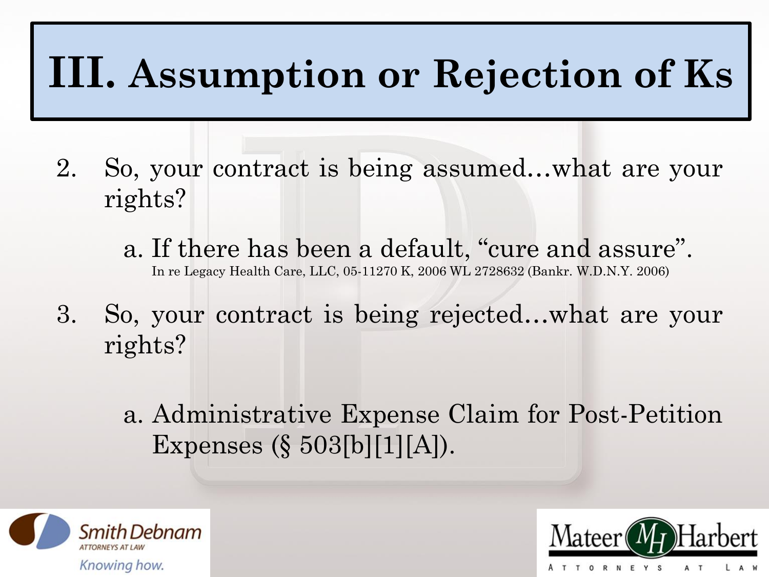# III. Assumption or Rejection of Ks

2. So, your contract is being assumed…what are your rights?

   a. If there has been a default, "cure and assure".
   In re Legacy Health Care, LLC, 05-11270 K, 2006 WL 2728632 (Bankr. W.D.N.Y. 2006)

3. So, your contract is being rejected…what are your rights?

   a. Administrative Expense Claim for Post-Petition Expenses (§ 503[b][1][A]).

Smith Debnam
ATTORNEYS AT LAW
Knowing how.

Mateer Harbert
ATTORNEYS AT LAW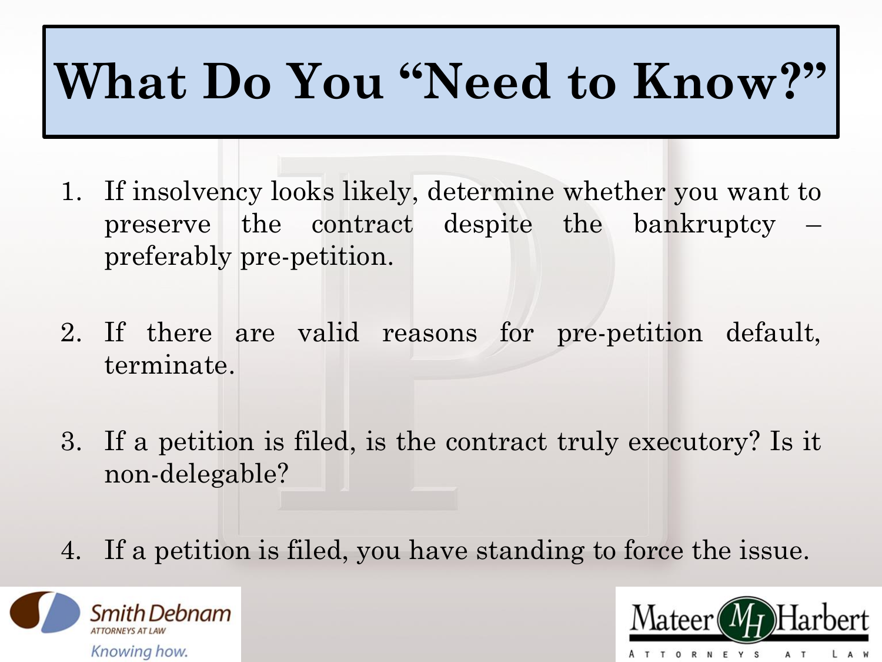# What Do You "Need to Know?"

1. If insolvency looks likely, determine whether you want to preserve the contract despite the bankruptcy – preferably pre-petition.

2. If there are valid reasons for pre-petition default, terminate.

3. If a petition is filed, is the contract truly executory? Is it non-delegable?

4. If a petition is filed, you have standing to force the issue.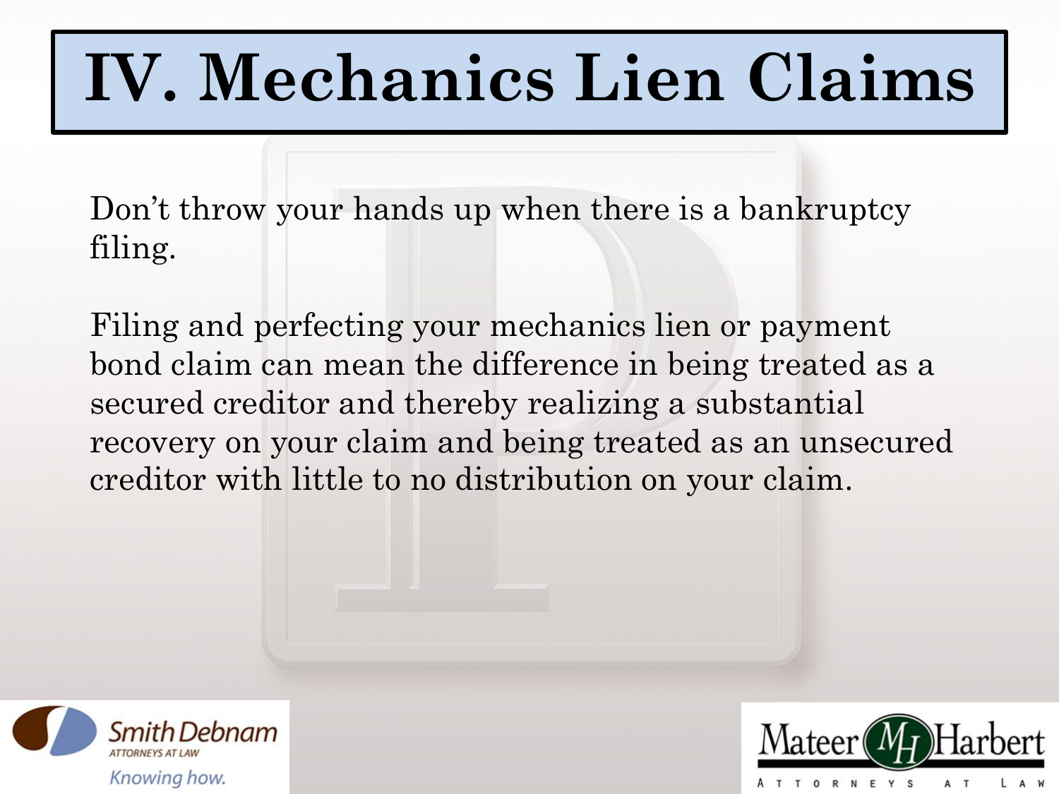# IV. Mechanics Lien Claims

Don't throw your hands up when there is a bankruptcy filing.

Filing and perfecting your mechanics lien or payment bond claim can mean the difference in being treated as a secured creditor and thereby realizing a substantial recovery on your claim and being treated as an unsecured creditor with little to no distribution on your claim.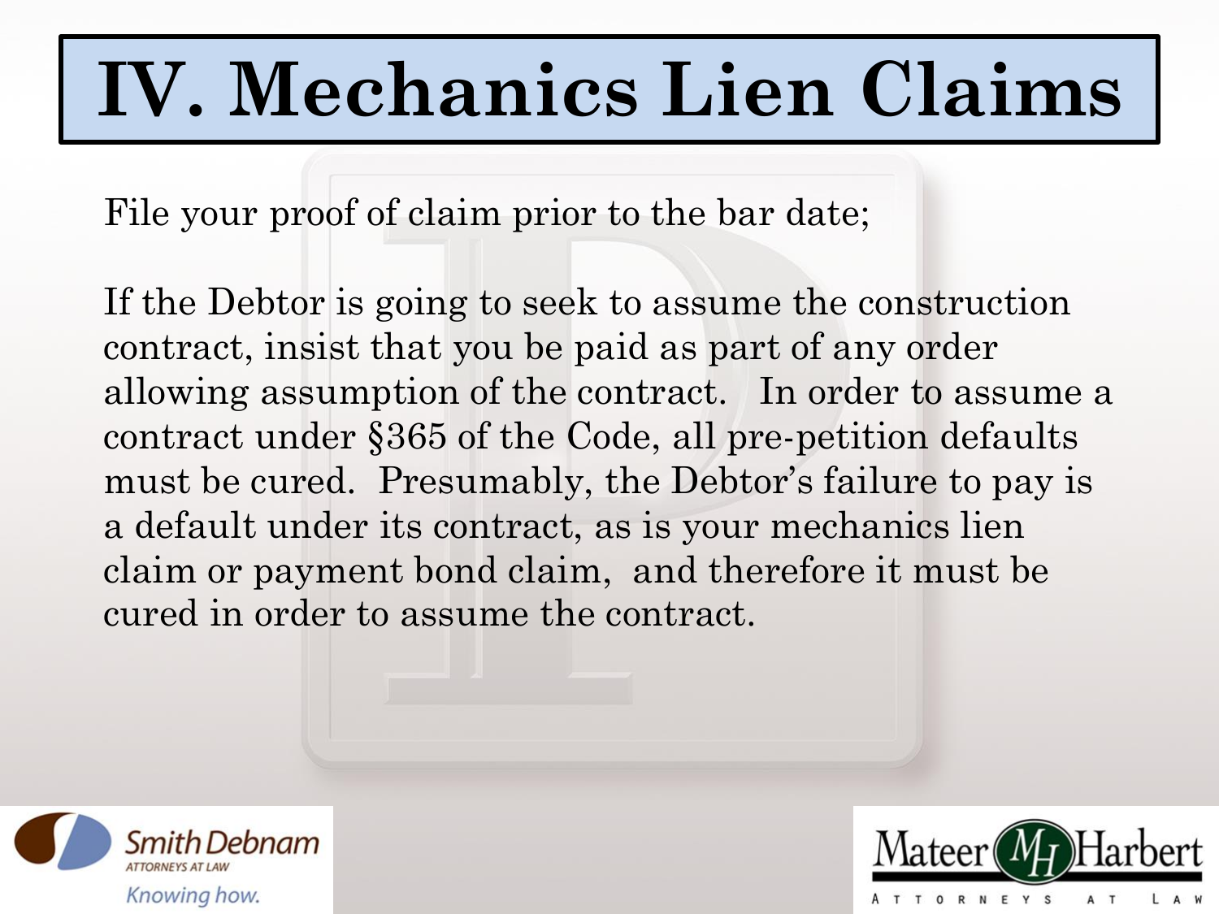# IV. Mechanics Lien Claims

File your proof of claim prior to the bar date;

If the Debtor is going to seek to assume the construction contract, insist that you be paid as part of any order allowing assumption of the contract. In order to assume a contract under §365 of the Code, all pre-petition defaults must be cured. Presumably, the Debtor's failure to pay is a default under its contract, as is your mechanics lien claim or payment bond claim, and therefore it must be cured in order to assume the contract.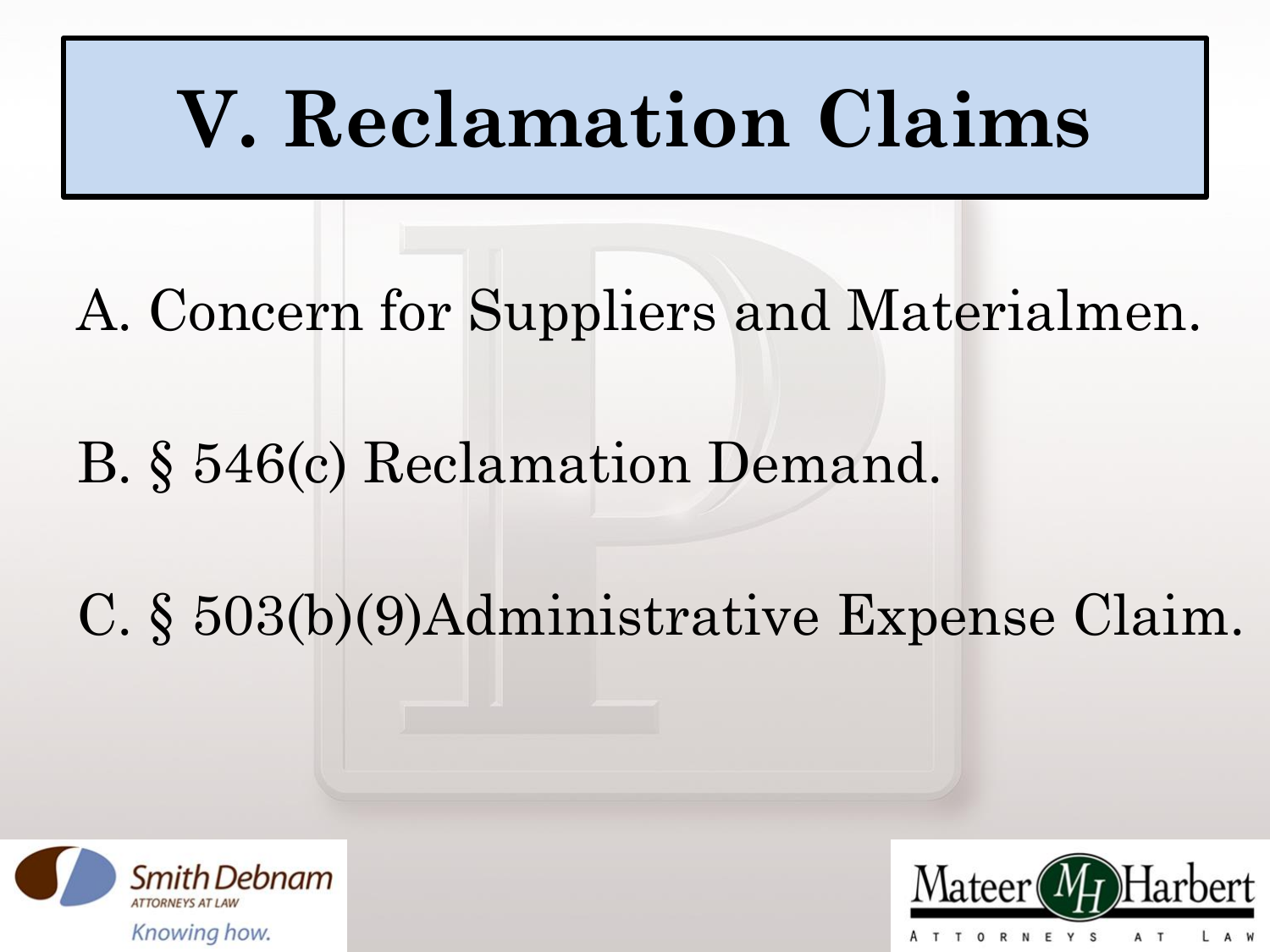# V. Reclamation Claims

A. Concern for Suppliers and Materialmen.

B. § 546(c) Reclamation Demand.

C. § 503(b)(9)Administrative Expense Claim.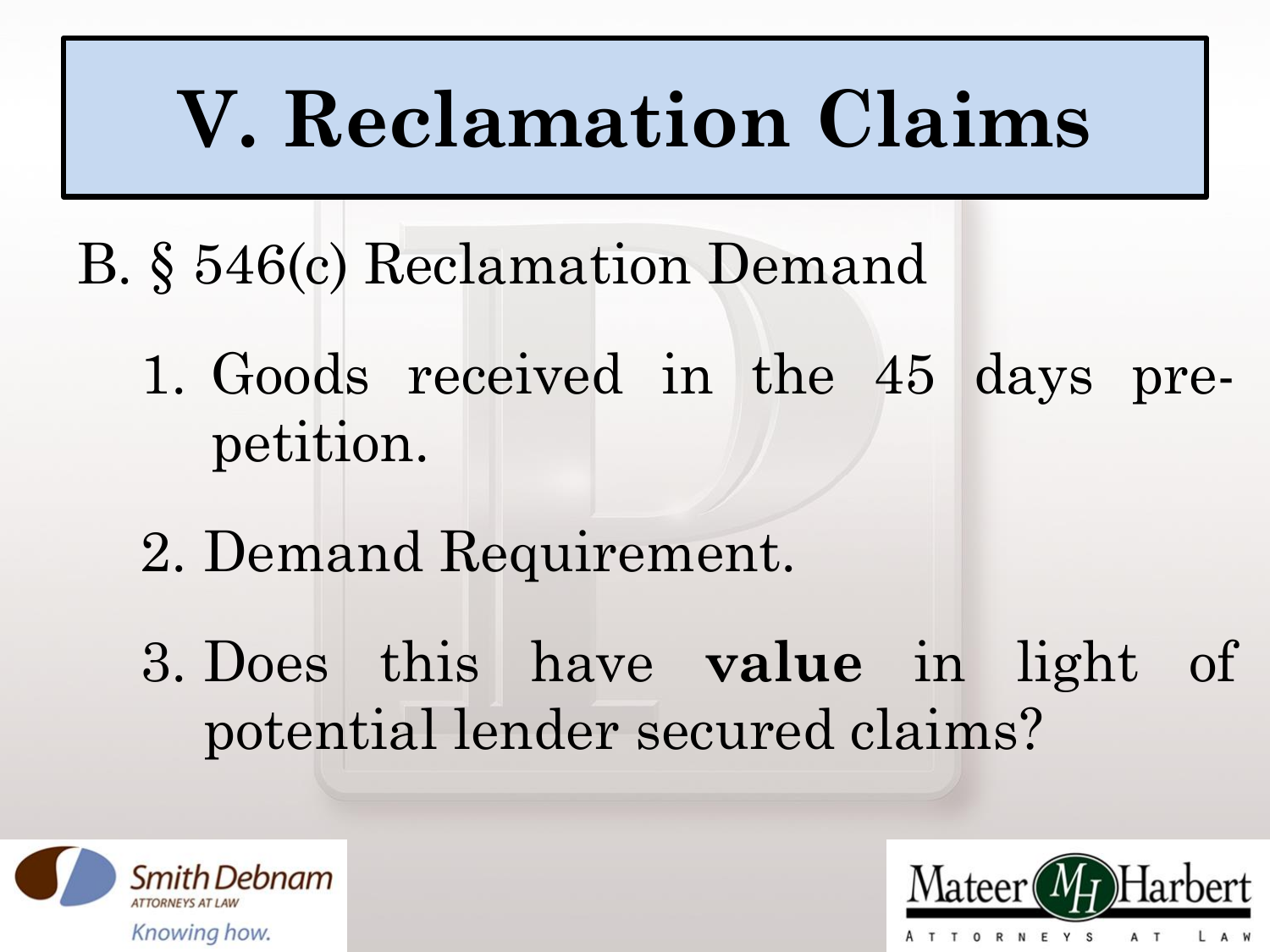# V. Reclamation Claims

B. § 546(c) Reclamation Demand

1. Goods received in the 45 days pre-petition.
2. Demand Requirement.
3. Does this have **value** in light of potential lender secured claims?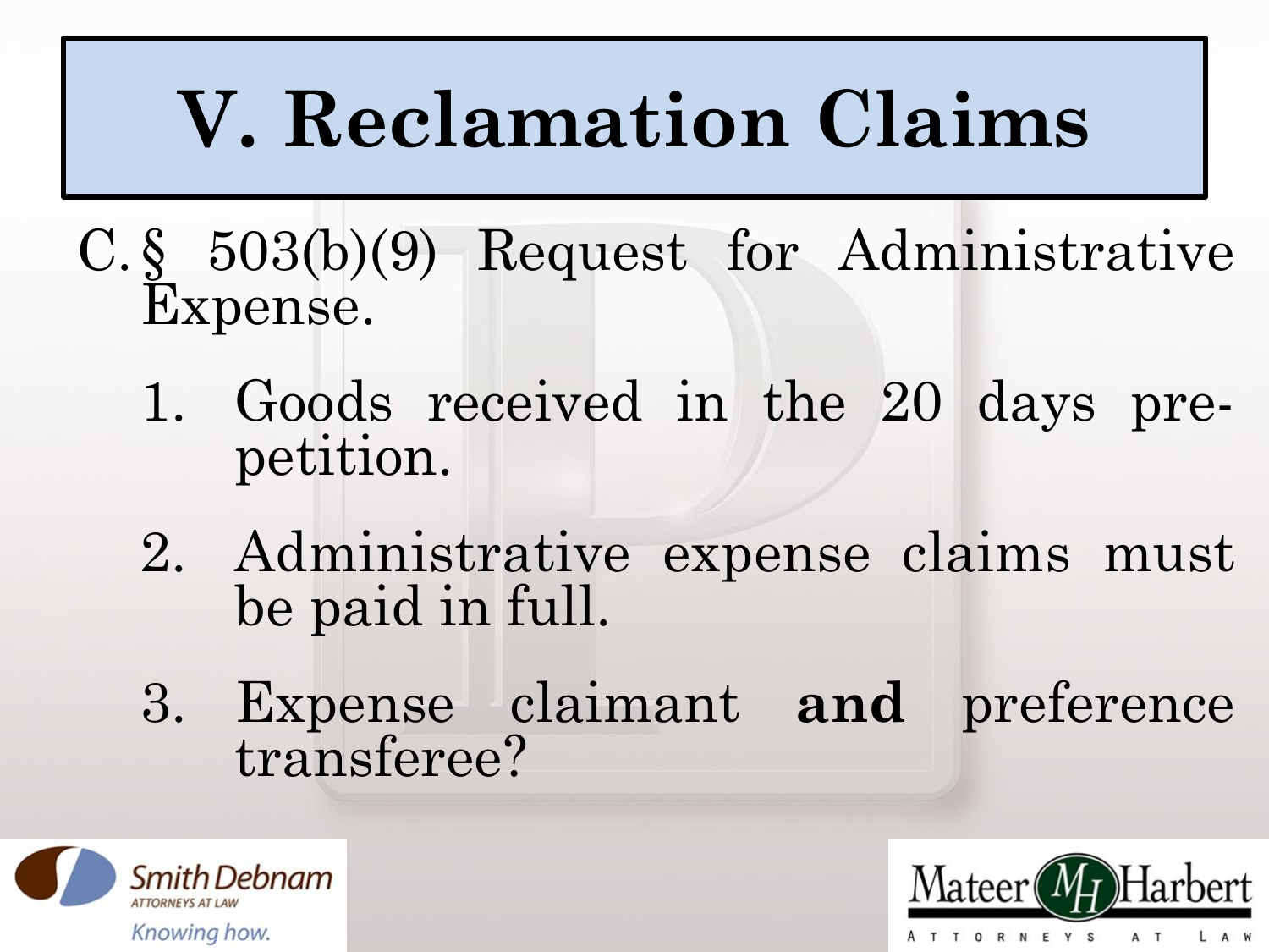# V. Reclamation Claims

C. § 503(b)(9) Request for Administrative Expense.

1. Goods received in the 20 days pre-petition.
2. Administrative expense claims must be paid in full.
3. Expense claimant **and** preference transferee?

Smith Debnam
ATTORNEYS AT LAW
Knowing how.

Mateer Harbert
ATTORNEYS AT LAW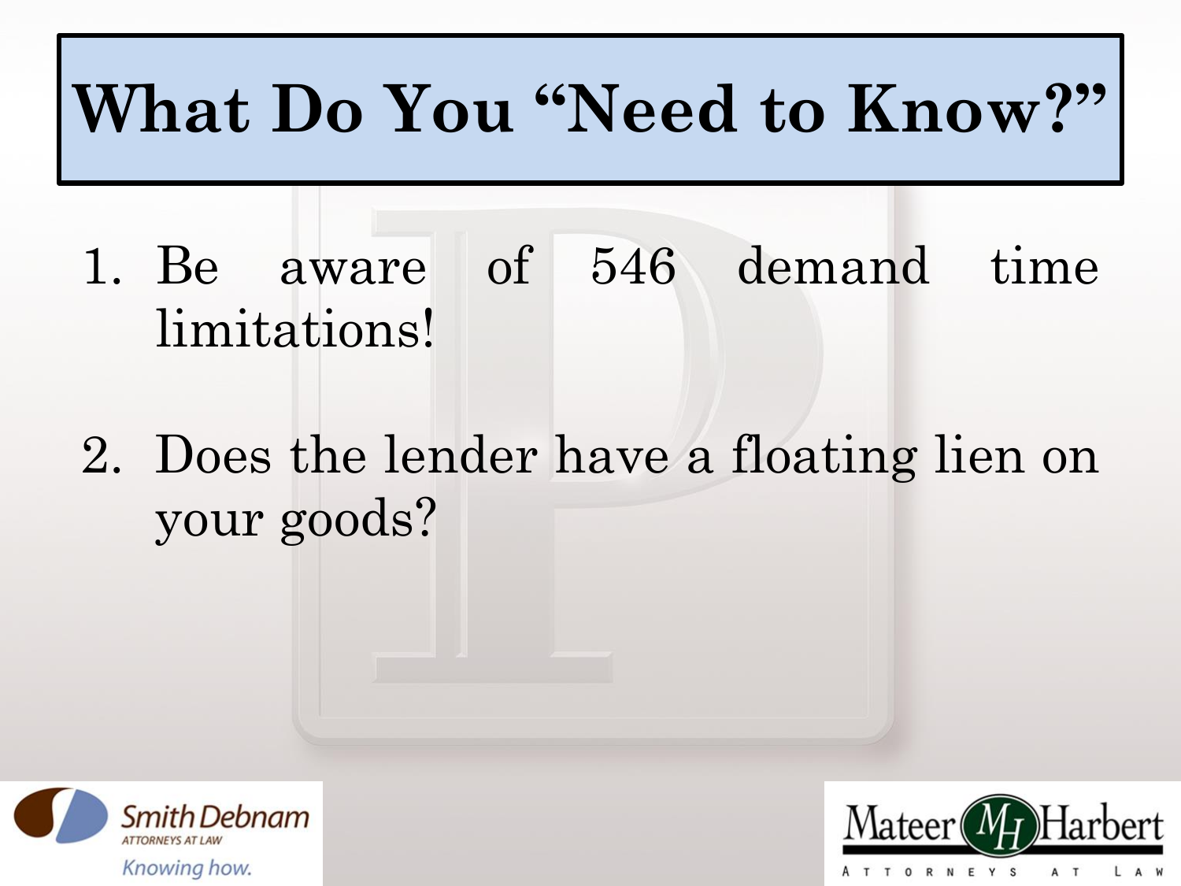# What Do You "Need to Know?"

1. Be aware of 546 demand time limitations!

2. Does the lender have a floating lien on your goods?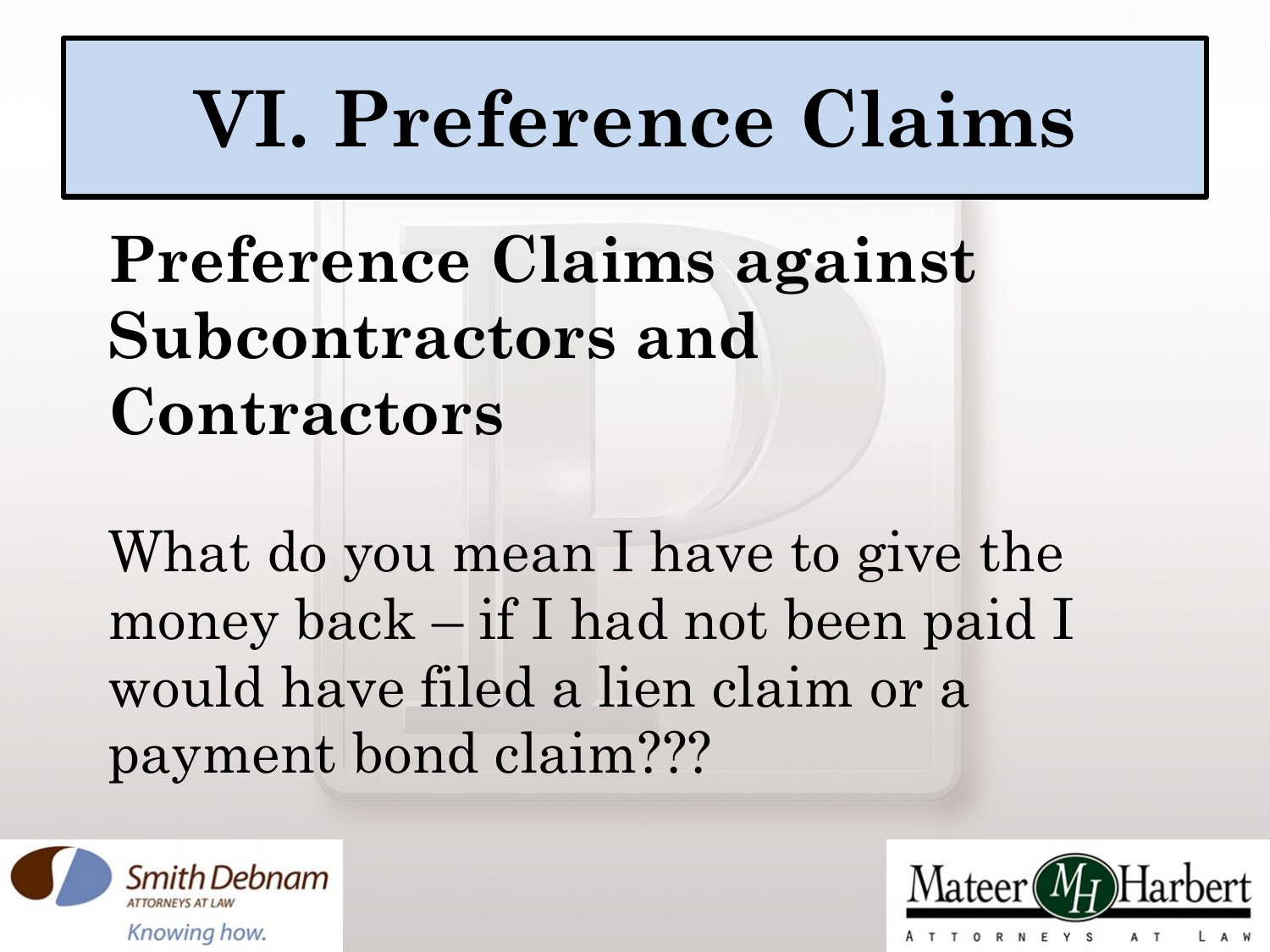# VI. Preference Claims

## Preference Claims against Subcontractors and Contractors

What do you mean I have to give the money back – if I had not been paid I would have filed a lien claim or a payment bond claim???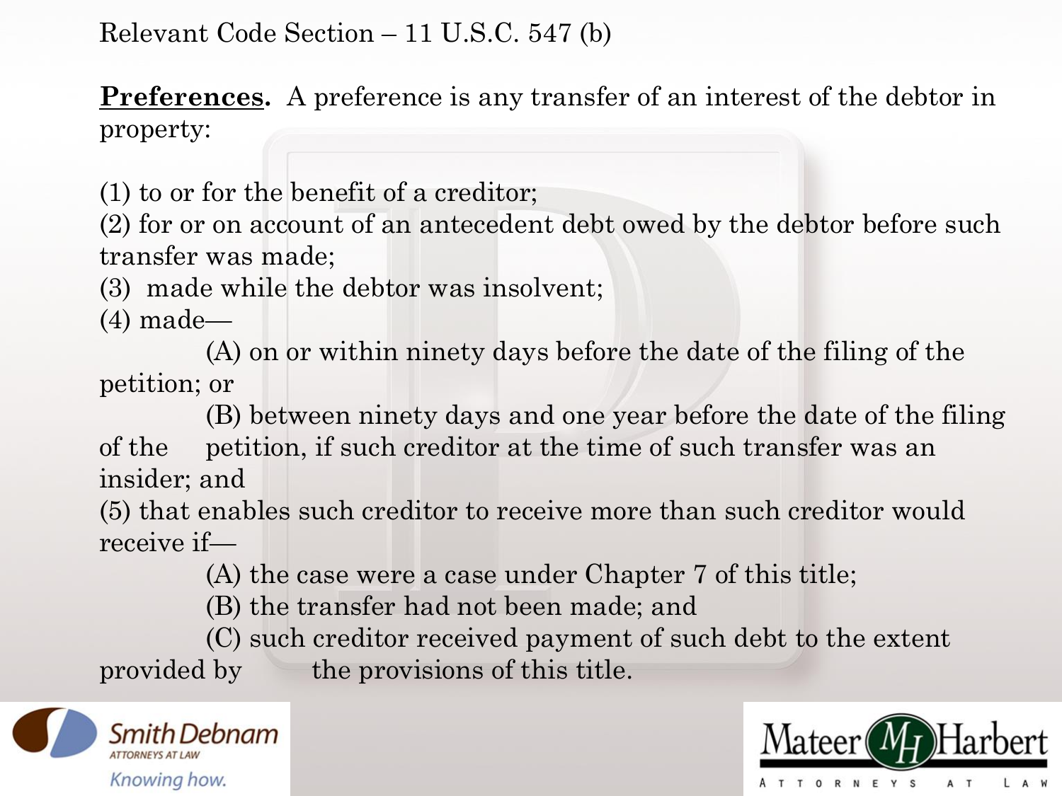Relevant Code Section – 11 U.S.C. 547 (b)

**Preferences.** A preference is any transfer of an interest of the debtor in property:

(1) to or for the benefit of a creditor;
(2) for or on account of an antecedent debt owed by the debtor before such transfer was made;
(3) made while the debtor was insolvent;
(4) made—

> (A) on or within ninety days before the date of the filing of the petition; or
>
> (B) between ninety days and one year before the date of the filing of the petition, if such creditor at the time of such transfer was an insider; and

(5) that enables such creditor to receive more than such creditor would receive if—

> (A) the case were a case under Chapter 7 of this title;
>
> (B) the transfer had not been made; and
>
> (C) such creditor received payment of such debt to the extent provided by the provisions of this title.

Smith Debnam ATTORNEYS AT LAW Knowing how.

Mateer Harbert ATTORNEYS AT LAW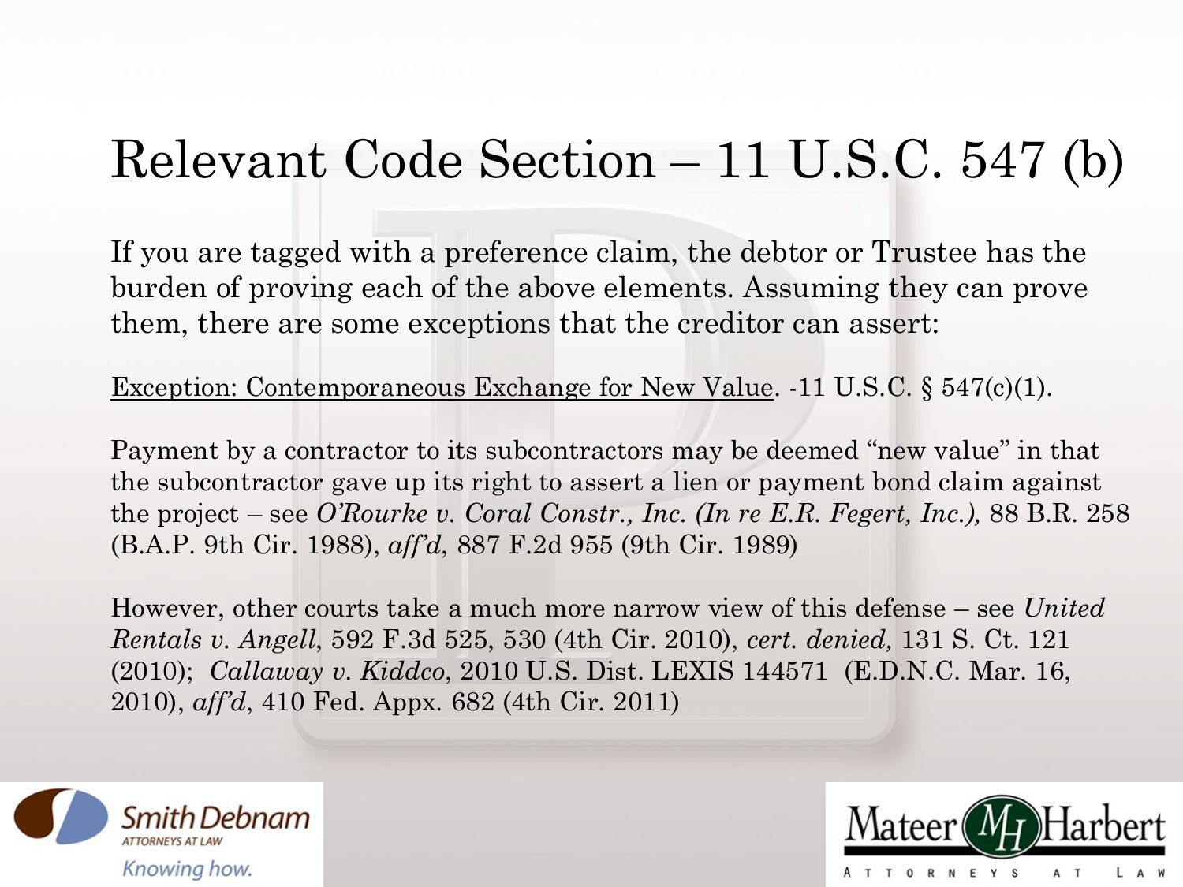# Relevant Code Section – 11 U.S.C. 547 (b)

If you are tagged with a preference claim, the debtor or Trustee has the burden of proving each of the above elements. Assuming they can prove them, there are some exceptions that the creditor can assert:

<u>Exception: Contemporaneous Exchange for New Value</u>. -11 U.S.C. § 547(c)(1).

Payment by a contractor to its subcontractors may be deemed "new value" in that the subcontractor gave up its right to assert a lien or payment bond claim against the project – see *O'Rourke v. Coral Constr., Inc. (In re E.R. Fegert, Inc.),* 88 B.R. 258 (B.A.P. 9th Cir. 1988), *aff'd*, 887 F.2d 955 (9th Cir. 1989)

However, other courts take a much more narrow view of this defense – see *United Rentals v. Angell*, 592 F.3d 525, 530 (4th Cir. 2010), *cert. denied,* 131 S. Ct. 121 (2010); *Callaway v. Kiddco*, 2010 U.S. Dist. LEXIS 144571 (E.D.N.C. Mar. 16, 2010), *aff'd*, 410 Fed. Appx. 682 (4th Cir. 2011)

Smith Debnam ATTORNEYS AT LAW Knowing how.

Mateer Harbert ATTORNEYS AT LAW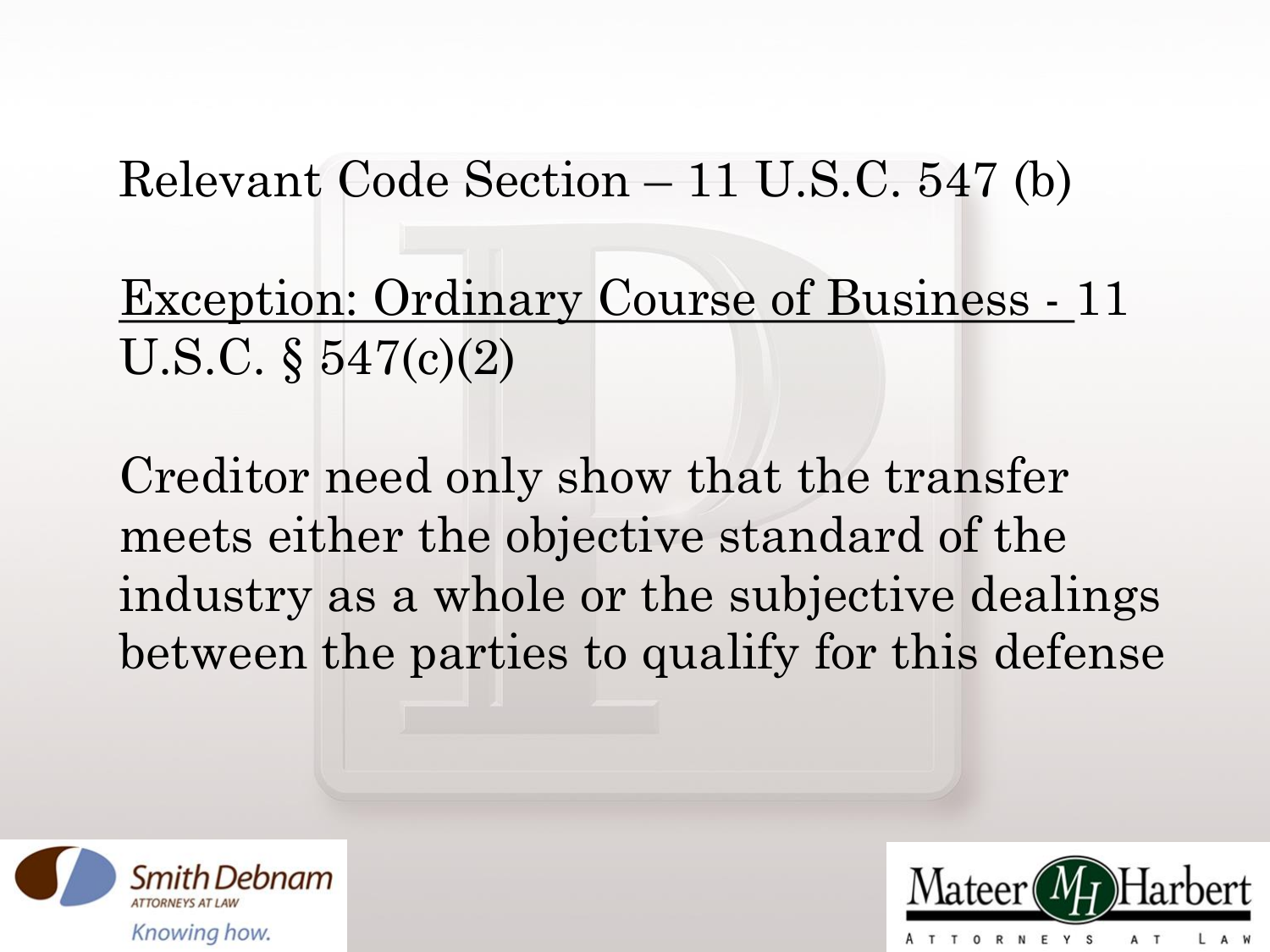Relevant Code Section – 11 U.S.C. 547 (b)

Exception: Ordinary Course of Business - 11 U.S.C. § 547(c)(2)

Creditor need only show that the transfer meets either the objective standard of the industry as a whole or the subjective dealings between the parties to qualify for this defense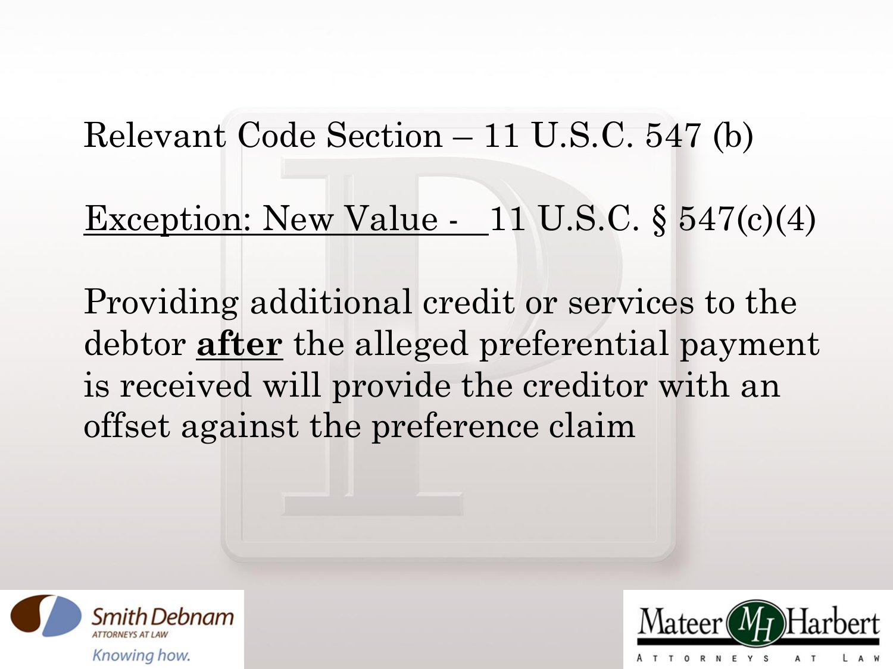Relevant Code Section – 11 U.S.C. 547 (b)

Exception: New Value - 11 U.S.C. § 547(c)(4)

Providing additional credit or services to the debtor **after** the alleged preferential payment is received will provide the creditor with an offset against the preference claim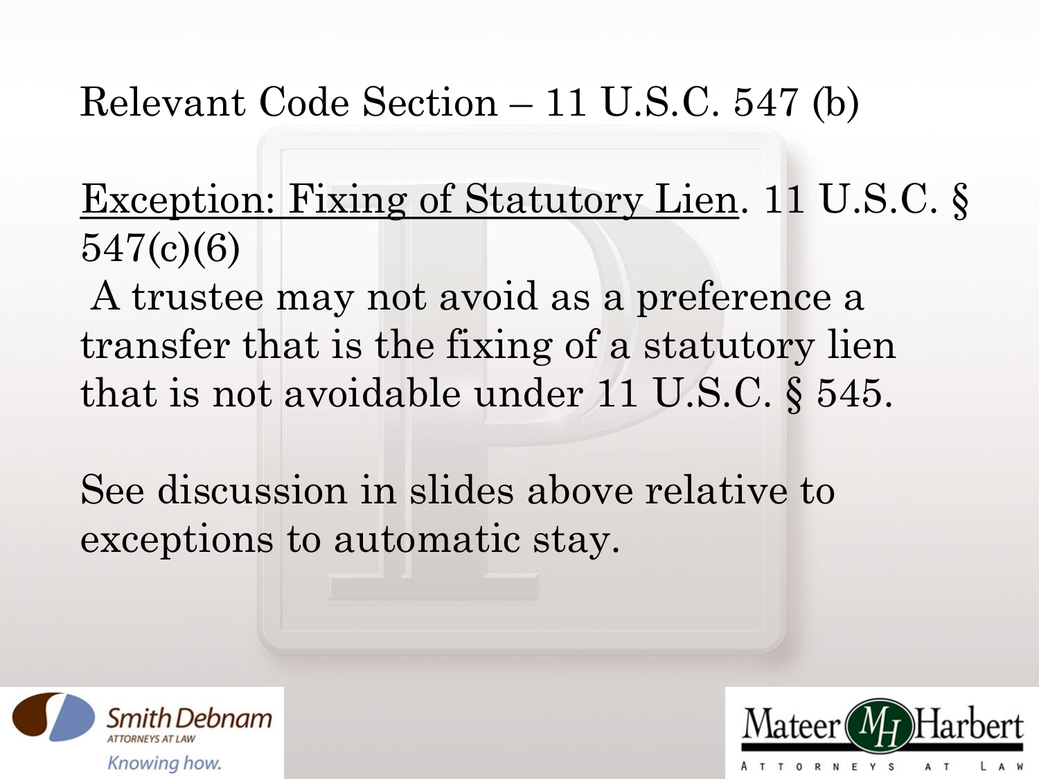Relevant Code Section – 11 U.S.C. 547 (b)

<u>Exception: Fixing of Statutory Lien</u>. 11 U.S.C. § 547(c)(6)

A trustee may not avoid as a preference a transfer that is the fixing of a statutory lien that is not avoidable under 11 U.S.C. § 545.

See discussion in slides above relative to exceptions to automatic stay.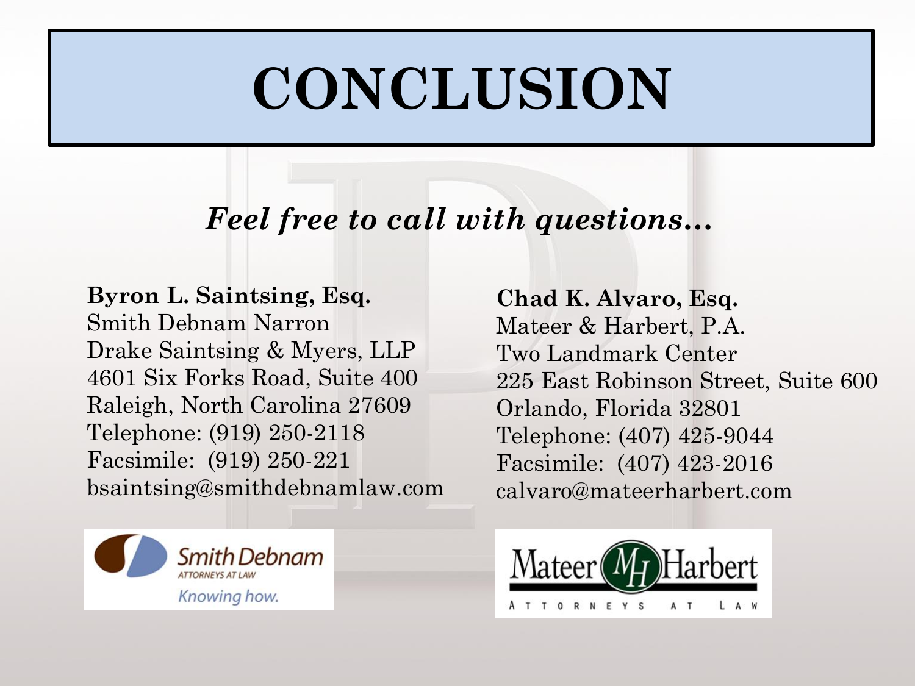# CONCLUSION

*Feel free to call with questions…*

**Byron L. Saintsing, Esq.**
Smith Debnam Narron
Drake Saintsing & Myers, LLP
4601 Six Forks Road, Suite 400
Raleigh, North Carolina 27609
Telephone: (919) 250-2118
Facsimile: (919) 250-221
bsaintsing@smithdebnamlaw.com

**Chad K. Alvaro, Esq.**
Mateer & Harbert, P.A.
Two Landmark Center
225 East Robinson Street, Suite 600
Orlando, Florida 32801
Telephone: (407) 425-9044
Facsimile: (407) 423-2016
calvaro@mateerharbert.com

Smith Debnam
ATTORNEYS AT LAW
Knowing how.

Mateer MH Harbert
ATTORNEYS AT LAW